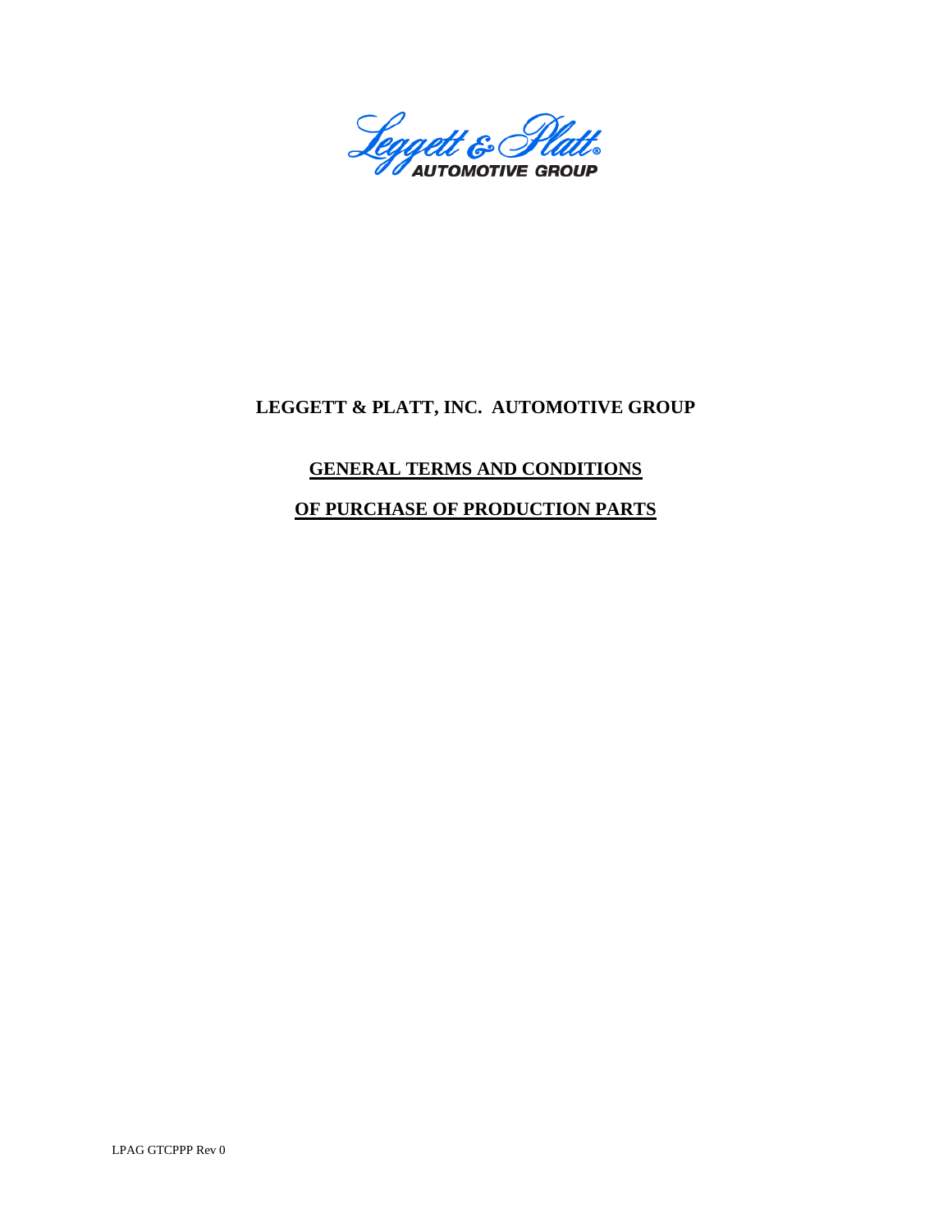Leggett & Platt®
AUTOMOTIVE GROUP

# LEGGETT & PLATT, INC. AUTOMOTIVE GROUP

## GENERAL TERMS AND CONDITIONS

## OF PURCHASE OF PRODUCTION PARTS

LPAG GTCPPP Rev 0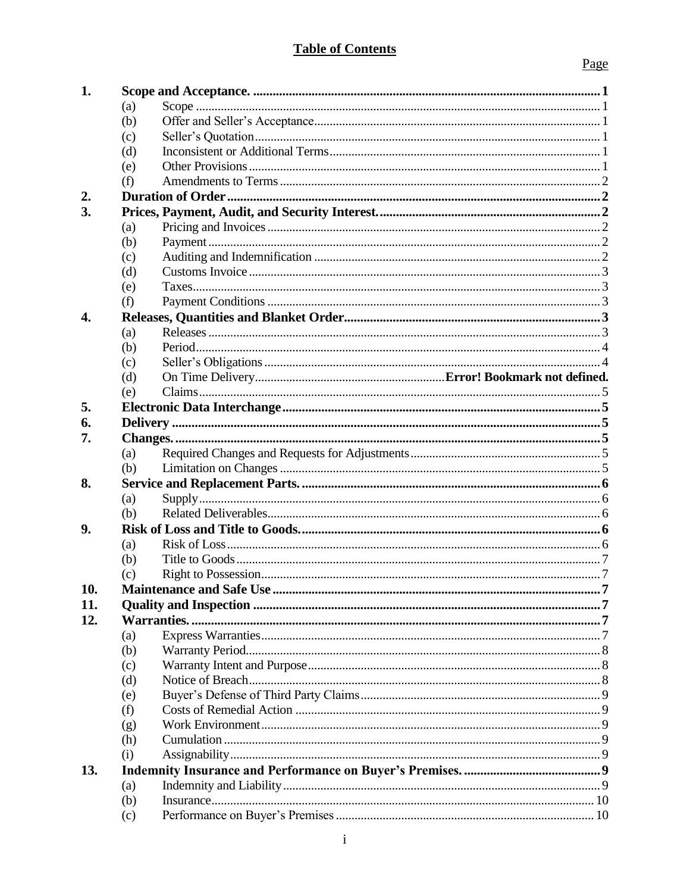# Table of Contents

| | | | Page |
|---|---|---|---|
| **1.** | **Scope and Acceptance.** | | **1** |
| | (a) | Scope | 1 |
| | (b) | Offer and Seller's Acceptance | 1 |
| | (c) | Seller's Quotation | 1 |
| | (d) | Inconsistent or Additional Terms | 1 |
| | (e) | Other Provisions | 1 |
| | (f) | Amendments to Terms | 2 |
| **2.** | **Duration of Order** | | **2** |
| **3.** | **Prices, Payment, Audit, and Security Interest.** | | **2** |
| | (a) | Pricing and Invoices | 2 |
| | (b) | Payment | 2 |
| | (c) | Auditing and Indemnification | 2 |
| | (d) | Customs Invoice | 3 |
| | (e) | Taxes | 3 |
| | (f) | Payment Conditions | 3 |
| **4.** | **Releases, Quantities and Blanket Order** | | **3** |
| | (a) | Releases | 3 |
| | (b) | Period | 4 |
| | (c) | Seller's Obligations | 4 |
| | (d) | On Time Delivery | **Error! Bookmark not defined.** |
| | (e) | Claims | 5 |
| **5.** | **Electronic Data Interchange** | | **5** |
| **6.** | **Delivery** | | **5** |
| **7.** | **Changes.** | | **5** |
| | (a) | Required Changes and Requests for Adjustments | 5 |
| | (b) | Limitation on Changes | 5 |
| **8.** | **Service and Replacement Parts.** | | **6** |
| | (a) | Supply | 6 |
| | (b) | Related Deliverables | 6 |
| **9.** | **Risk of Loss and Title to Goods.** | | **6** |
| | (a) | Risk of Loss | 6 |
| | (b) | Title to Goods | 7 |
| | (c) | Right to Possession | 7 |
| **10.** | **Maintenance and Safe Use** | | **7** |
| **11.** | **Quality and Inspection** | | **7** |
| **12.** | **Warranties.** | | **7** |
| | (a) | Express Warranties | 7 |
| | (b) | Warranty Period | 8 |
| | (c) | Warranty Intent and Purpose | 8 |
| | (d) | Notice of Breach | 8 |
| | (e) | Buyer's Defense of Third Party Claims | 9 |
| | (f) | Costs of Remedial Action | 9 |
| | (g) | Work Environment | 9 |
| | (h) | Cumulation | 9 |
| | (i) | Assignability | 9 |
| **13.** | **Indemnity Insurance and Performance on Buyer's Premises.** | | **9** |
| | (a) | Indemnity and Liability | 9 |
| | (b) | Insurance | 10 |
| | (c) | Performance on Buyer's Premises | 10 |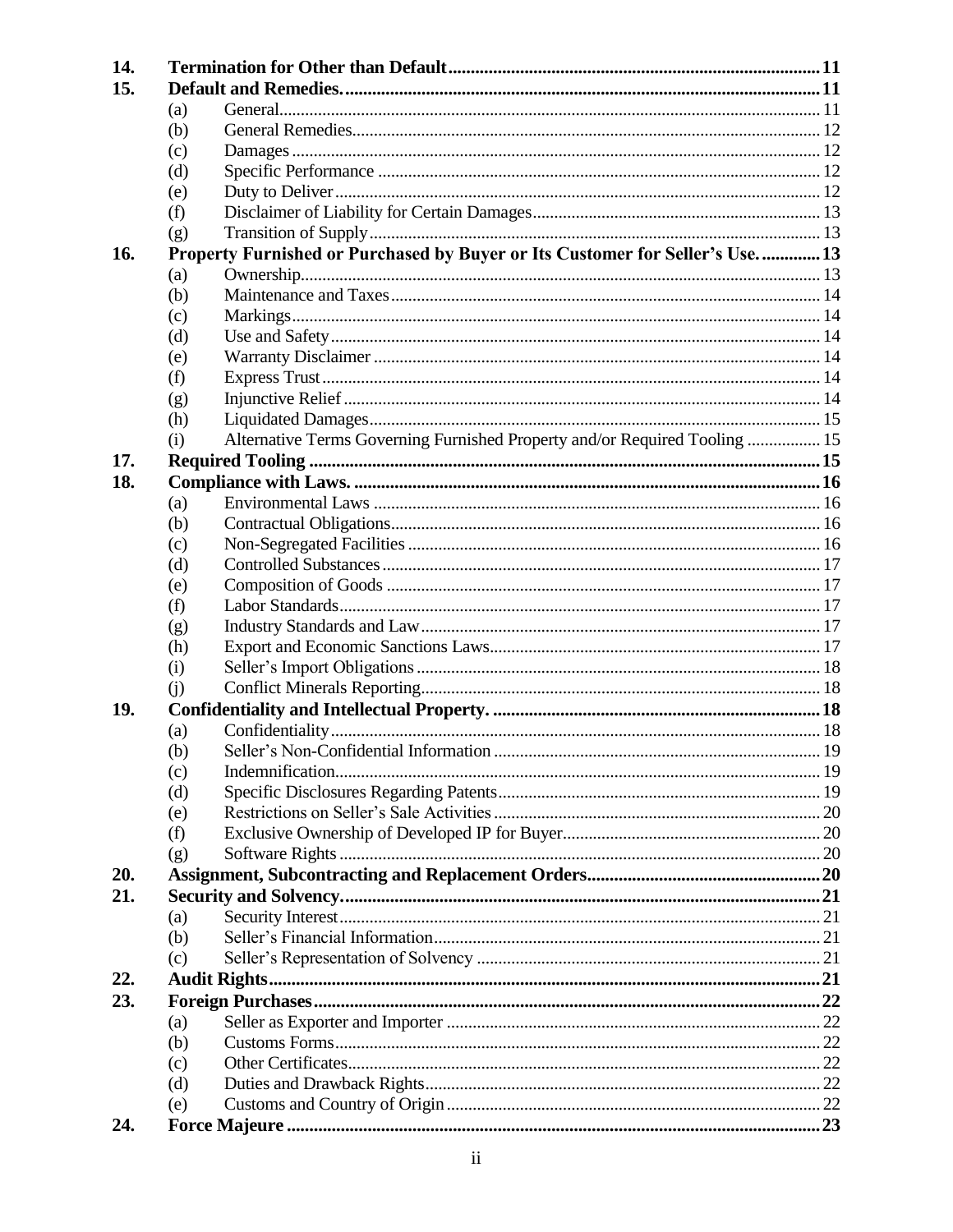**14. Termination for Other than Default ..... 11**

**15. Default and Remedies. ..... 11**

- (a) General ..... 11
- (b) General Remedies ..... 12
- (c) Damages ..... 12
- (d) Specific Performance ..... 12
- (e) Duty to Deliver ..... 12
- (f) Disclaimer of Liability for Certain Damages ..... 13
- (g) Transition of Supply ..... 13

**16. Property Furnished or Purchased by Buyer or Its Customer for Seller's Use. ..... 13**

- (a) Ownership ..... 13
- (b) Maintenance and Taxes ..... 14
- (c) Markings ..... 14
- (d) Use and Safety ..... 14
- (e) Warranty Disclaimer ..... 14
- (f) Express Trust ..... 14
- (g) Injunctive Relief ..... 14
- (h) Liquidated Damages ..... 15
- (i) Alternative Terms Governing Furnished Property and/or Required Tooling ..... 15

**17. Required Tooling ..... 15**

**18. Compliance with Laws. ..... 16**

- (a) Environmental Laws ..... 16
- (b) Contractual Obligations ..... 16
- (c) Non-Segregated Facilities ..... 16
- (d) Controlled Substances ..... 17
- (e) Composition of Goods ..... 17
- (f) Labor Standards ..... 17
- (g) Industry Standards and Law ..... 17
- (h) Export and Economic Sanctions Laws ..... 17
- (i) Seller's Import Obligations ..... 18
- (j) Conflict Minerals Reporting ..... 18

**19. Confidentiality and Intellectual Property. ..... 18**

- (a) Confidentiality ..... 18
- (b) Seller's Non-Confidential Information ..... 19
- (c) Indemnification ..... 19
- (d) Specific Disclosures Regarding Patents ..... 19
- (e) Restrictions on Seller's Sale Activities ..... 20
- (f) Exclusive Ownership of Developed IP for Buyer ..... 20
- (g) Software Rights ..... 20

**20. Assignment, Subcontracting and Replacement Orders ..... 20**

**21. Security and Solvency. ..... 21**

- (a) Security Interest ..... 21
- (b) Seller's Financial Information ..... 21
- (c) Seller's Representation of Solvency ..... 21

**22. Audit Rights ..... 21**

**23. Foreign Purchases ..... 22**

- (a) Seller as Exporter and Importer ..... 22
- (b) Customs Forms ..... 22
- (c) Other Certificates ..... 22
- (d) Duties and Drawback Rights ..... 22
- (e) Customs and Country of Origin ..... 22

**24. Force Majeure ..... 23**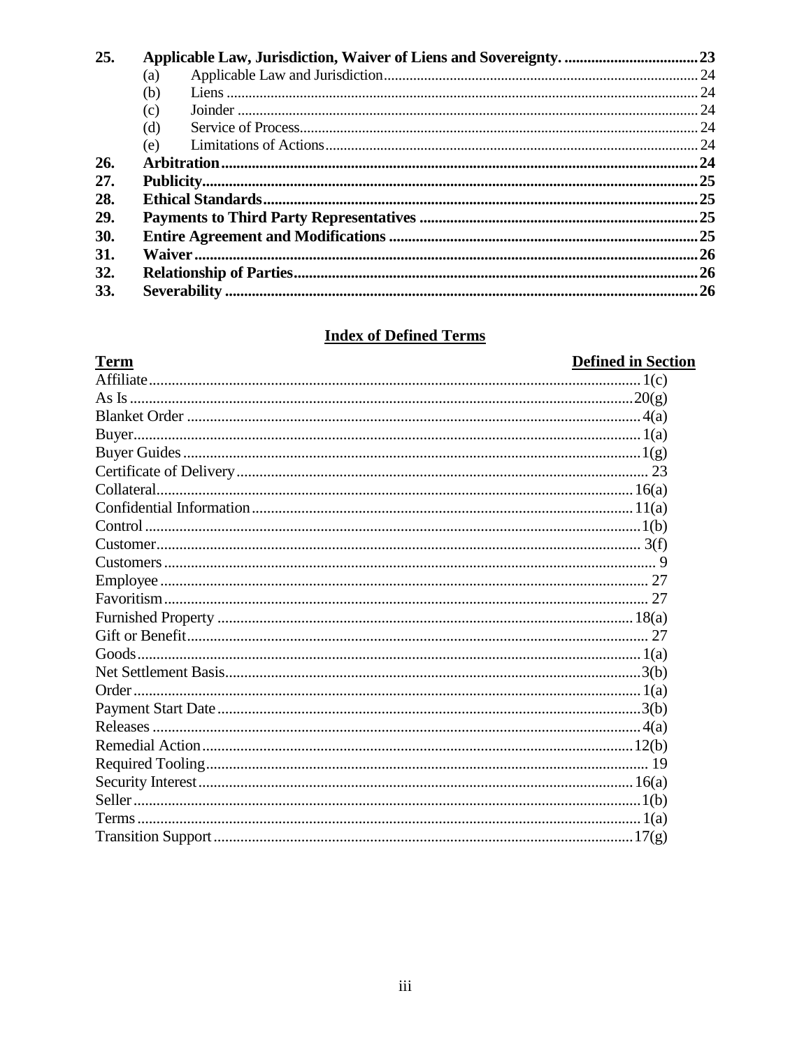| | | |
|---|---|---|
| **25.** | **Applicable Law, Jurisdiction, Waiver of Liens and Sovereignty.** | **23** |
| | (a) Applicable Law and Jurisdiction | 24 |
| | (b) Liens | 24 |
| | (c) Joinder | 24 |
| | (d) Service of Process | 24 |
| | (e) Limitations of Actions | 24 |
| **26.** | **Arbitration** | **24** |
| **27.** | **Publicity** | **25** |
| **28.** | **Ethical Standards** | **25** |
| **29.** | **Payments to Third Party Representatives** | **25** |
| **30.** | **Entire Agreement and Modifications** | **25** |
| **31.** | **Waiver** | **26** |
| **32.** | **Relationship of Parties** | **26** |
| **33.** | **Severability** | **26** |

## Index of Defined Terms

| Term | Defined in Section |
|---|---|
| Affiliate | 1(c) |
| As Is | 20(g) |
| Blanket Order | 4(a) |
| Buyer | 1(a) |
| Buyer Guides | 1(g) |
| Certificate of Delivery | 23 |
| Collateral | 16(a) |
| Confidential Information | 11(a) |
| Control | 1(b) |
| Customer | 3(f) |
| Customers | 9 |
| Employee | 27 |
| Favoritism | 27 |
| Furnished Property | 18(a) |
| Gift or Benefit | 27 |
| Goods | 1(a) |
| Net Settlement Basis | 3(b) |
| Order | 1(a) |
| Payment Start Date | 3(b) |
| Releases | 4(a) |
| Remedial Action | 12(b) |
| Required Tooling | 19 |
| Security Interest | 16(a) |
| Seller | 1(b) |
| Terms | 1(a) |
| Transition Support | 17(g) |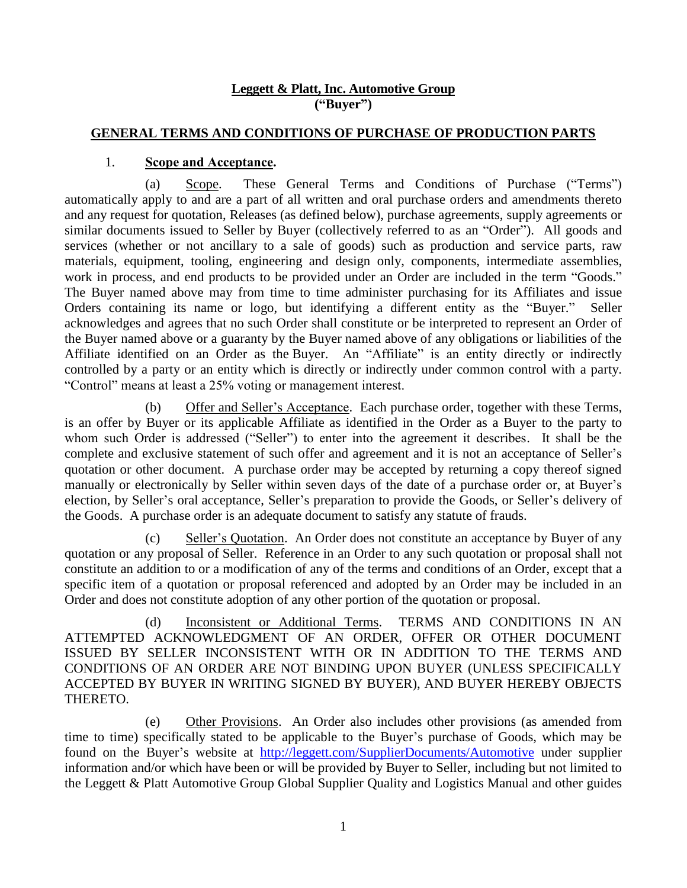**Leggett & Platt, Inc. Automotive Group**
**("Buyer")**

## GENERAL TERMS AND CONDITIONS OF PURCHASE OF PRODUCTION PARTS

### 1. Scope and Acceptance.

(a) Scope. These General Terms and Conditions of Purchase ("Terms") automatically apply to and are a part of all written and oral purchase orders and amendments thereto and any request for quotation, Releases (as defined below), purchase agreements, supply agreements or similar documents issued to Seller by Buyer (collectively referred to as an "Order"). All goods and services (whether or not ancillary to a sale of goods) such as production and service parts, raw materials, equipment, tooling, engineering and design only, components, intermediate assemblies, work in process, and end products to be provided under an Order are included in the term "Goods." The Buyer named above may from time to time administer purchasing for its Affiliates and issue Orders containing its name or logo, but identifying a different entity as the "Buyer." Seller acknowledges and agrees that no such Order shall constitute or be interpreted to represent an Order of the Buyer named above or a guaranty by the Buyer named above of any obligations or liabilities of the Affiliate identified on an Order as the Buyer. An "Affiliate" is an entity directly or indirectly controlled by a party or an entity which is directly or indirectly under common control with a party. "Control" means at least a 25% voting or management interest.

(b) Offer and Seller's Acceptance. Each purchase order, together with these Terms, is an offer by Buyer or its applicable Affiliate as identified in the Order as a Buyer to the party to whom such Order is addressed ("Seller") to enter into the agreement it describes. It shall be the complete and exclusive statement of such offer and agreement and it is not an acceptance of Seller's quotation or other document. A purchase order may be accepted by returning a copy thereof signed manually or electronically by Seller within seven days of the date of a purchase order or, at Buyer's election, by Seller's oral acceptance, Seller's preparation to provide the Goods, or Seller's delivery of the Goods. A purchase order is an adequate document to satisfy any statute of frauds.

(c) Seller's Quotation. An Order does not constitute an acceptance by Buyer of any quotation or any proposal of Seller. Reference in an Order to any such quotation or proposal shall not constitute an addition to or a modification of any of the terms and conditions of an Order, except that a specific item of a quotation or proposal referenced and adopted by an Order may be included in an Order and does not constitute adoption of any other portion of the quotation or proposal.

(d) Inconsistent or Additional Terms. TERMS AND CONDITIONS IN AN ATTEMPTED ACKNOWLEDGMENT OF AN ORDER, OFFER OR OTHER DOCUMENT ISSUED BY SELLER INCONSISTENT WITH OR IN ADDITION TO THE TERMS AND CONDITIONS OF AN ORDER ARE NOT BINDING UPON BUYER (UNLESS SPECIFICALLY ACCEPTED BY BUYER IN WRITING SIGNED BY BUYER), AND BUYER HEREBY OBJECTS THERETO.

(e) Other Provisions. An Order also includes other provisions (as amended from time to time) specifically stated to be applicable to the Buyer's purchase of Goods, which may be found on the Buyer's website at http://leggett.com/SupplierDocuments/Automotive under supplier information and/or which have been or will be provided by Buyer to Seller, including but not limited to the Leggett & Platt Automotive Group Global Supplier Quality and Logistics Manual and other guides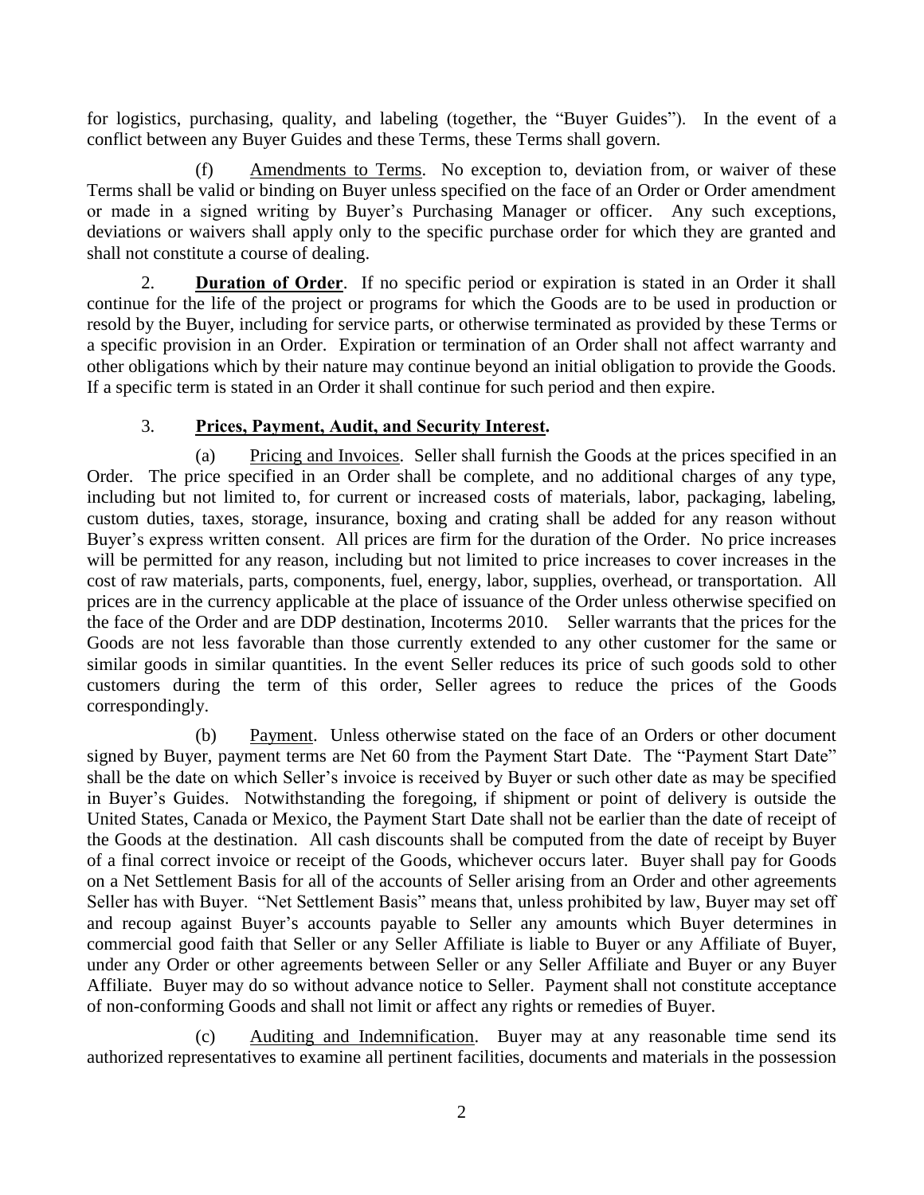for logistics, purchasing, quality, and labeling (together, the "Buyer Guides"). In the event of a conflict between any Buyer Guides and these Terms, these Terms shall govern.

(f) Amendments to Terms. No exception to, deviation from, or waiver of these Terms shall be valid or binding on Buyer unless specified on the face of an Order or Order amendment or made in a signed writing by Buyer's Purchasing Manager or officer. Any such exceptions, deviations or waivers shall apply only to the specific purchase order for which they are granted and shall not constitute a course of dealing.

2. **Duration of Order**. If no specific period or expiration is stated in an Order it shall continue for the life of the project or programs for which the Goods are to be used in production or resold by the Buyer, including for service parts, or otherwise terminated as provided by these Terms or a specific provision in an Order. Expiration or termination of an Order shall not affect warranty and other obligations which by their nature may continue beyond an initial obligation to provide the Goods. If a specific term is stated in an Order it shall continue for such period and then expire.

3. **Prices, Payment, Audit, and Security Interest.**

(a) Pricing and Invoices. Seller shall furnish the Goods at the prices specified in an Order. The price specified in an Order shall be complete, and no additional charges of any type, including but not limited to, for current or increased costs of materials, labor, packaging, labeling, custom duties, taxes, storage, insurance, boxing and crating shall be added for any reason without Buyer's express written consent. All prices are firm for the duration of the Order. No price increases will be permitted for any reason, including but not limited to price increases to cover increases in the cost of raw materials, parts, components, fuel, energy, labor, supplies, overhead, or transportation. All prices are in the currency applicable at the place of issuance of the Order unless otherwise specified on the face of the Order and are DDP destination, Incoterms 2010. Seller warrants that the prices for the Goods are not less favorable than those currently extended to any other customer for the same or similar goods in similar quantities. In the event Seller reduces its price of such goods sold to other customers during the term of this order, Seller agrees to reduce the prices of the Goods correspondingly.

(b) Payment. Unless otherwise stated on the face of an Orders or other document signed by Buyer, payment terms are Net 60 from the Payment Start Date. The "Payment Start Date" shall be the date on which Seller's invoice is received by Buyer or such other date as may be specified in Buyer's Guides. Notwithstanding the foregoing, if shipment or point of delivery is outside the United States, Canada or Mexico, the Payment Start Date shall not be earlier than the date of receipt of the Goods at the destination. All cash discounts shall be computed from the date of receipt by Buyer of a final correct invoice or receipt of the Goods, whichever occurs later. Buyer shall pay for Goods on a Net Settlement Basis for all of the accounts of Seller arising from an Order and other agreements Seller has with Buyer. "Net Settlement Basis" means that, unless prohibited by law, Buyer may set off and recoup against Buyer's accounts payable to Seller any amounts which Buyer determines in commercial good faith that Seller or any Seller Affiliate is liable to Buyer or any Affiliate of Buyer, under any Order or other agreements between Seller or any Seller Affiliate and Buyer or any Buyer Affiliate. Buyer may do so without advance notice to Seller. Payment shall not constitute acceptance of non-conforming Goods and shall not limit or affect any rights or remedies of Buyer.

(c) Auditing and Indemnification. Buyer may at any reasonable time send its authorized representatives to examine all pertinent facilities, documents and materials in the possession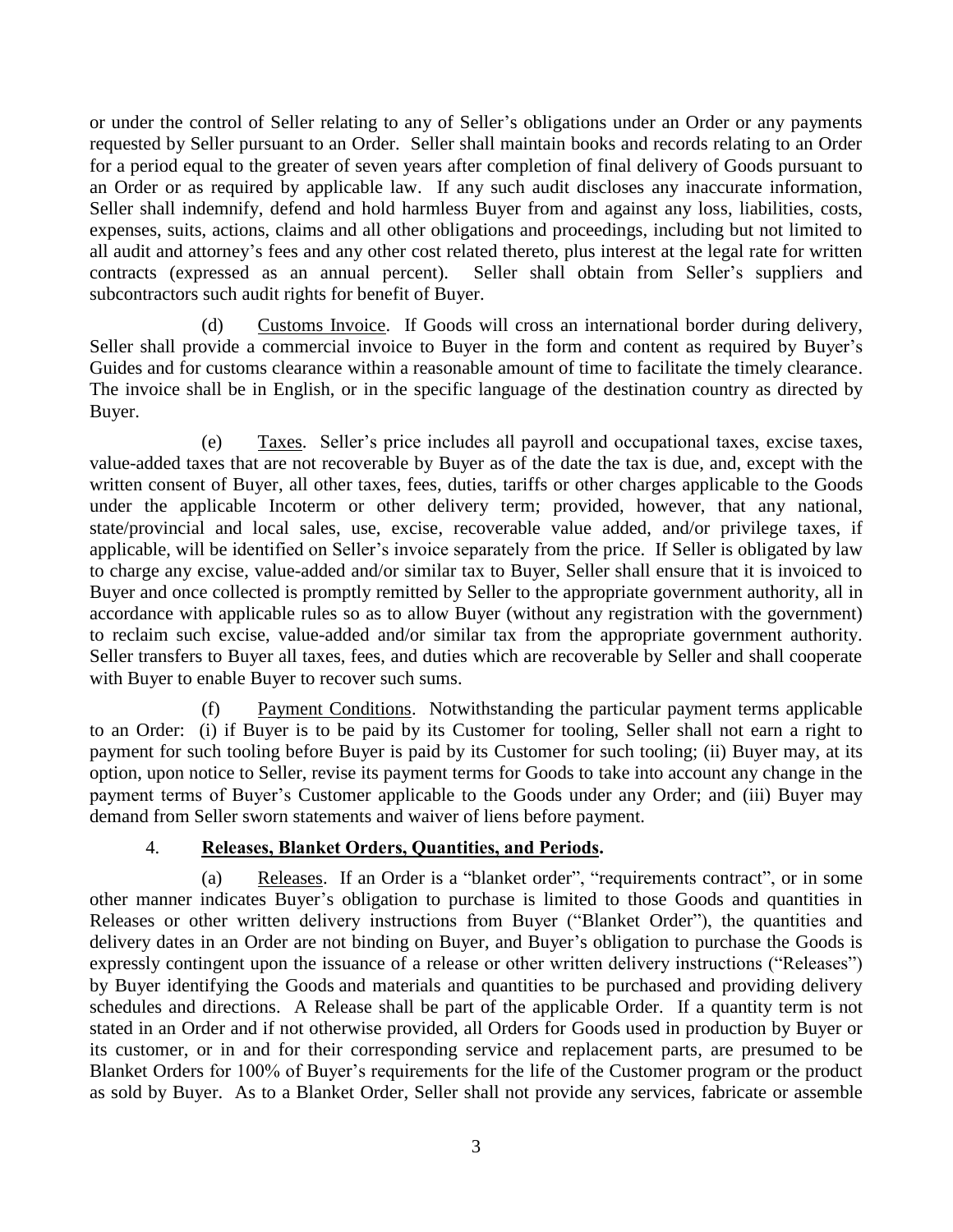or under the control of Seller relating to any of Seller's obligations under an Order or any payments requested by Seller pursuant to an Order. Seller shall maintain books and records relating to an Order for a period equal to the greater of seven years after completion of final delivery of Goods pursuant to an Order or as required by applicable law. If any such audit discloses any inaccurate information, Seller shall indemnify, defend and hold harmless Buyer from and against any loss, liabilities, costs, expenses, suits, actions, claims and all other obligations and proceedings, including but not limited to all audit and attorney's fees and any other cost related thereto, plus interest at the legal rate for written contracts (expressed as an annual percent). Seller shall obtain from Seller's suppliers and subcontractors such audit rights for benefit of Buyer.

(d) Customs Invoice. If Goods will cross an international border during delivery, Seller shall provide a commercial invoice to Buyer in the form and content as required by Buyer's Guides and for customs clearance within a reasonable amount of time to facilitate the timely clearance. The invoice shall be in English, or in the specific language of the destination country as directed by Buyer.

(e) Taxes. Seller's price includes all payroll and occupational taxes, excise taxes, value-added taxes that are not recoverable by Buyer as of the date the tax is due, and, except with the written consent of Buyer, all other taxes, fees, duties, tariffs or other charges applicable to the Goods under the applicable Incoterm or other delivery term; provided, however, that any national, state/provincial and local sales, use, excise, recoverable value added, and/or privilege taxes, if applicable, will be identified on Seller's invoice separately from the price. If Seller is obligated by law to charge any excise, value-added and/or similar tax to Buyer, Seller shall ensure that it is invoiced to Buyer and once collected is promptly remitted by Seller to the appropriate government authority, all in accordance with applicable rules so as to allow Buyer (without any registration with the government) to reclaim such excise, value-added and/or similar tax from the appropriate government authority. Seller transfers to Buyer all taxes, fees, and duties which are recoverable by Seller and shall cooperate with Buyer to enable Buyer to recover such sums.

(f) Payment Conditions. Notwithstanding the particular payment terms applicable to an Order: (i) if Buyer is to be paid by its Customer for tooling, Seller shall not earn a right to payment for such tooling before Buyer is paid by its Customer for such tooling; (ii) Buyer may, at its option, upon notice to Seller, revise its payment terms for Goods to take into account any change in the payment terms of Buyer's Customer applicable to the Goods under any Order; and (iii) Buyer may demand from Seller sworn statements and waiver of liens before payment.

4. **Releases, Blanket Orders, Quantities, and Periods.**

(a) Releases. If an Order is a "blanket order", "requirements contract", or in some other manner indicates Buyer's obligation to purchase is limited to those Goods and quantities in Releases or other written delivery instructions from Buyer ("Blanket Order"), the quantities and delivery dates in an Order are not binding on Buyer, and Buyer's obligation to purchase the Goods is expressly contingent upon the issuance of a release or other written delivery instructions ("Releases") by Buyer identifying the Goods and materials and quantities to be purchased and providing delivery schedules and directions. A Release shall be part of the applicable Order. If a quantity term is not stated in an Order and if not otherwise provided, all Orders for Goods used in production by Buyer or its customer, or in and for their corresponding service and replacement parts, are presumed to be Blanket Orders for 100% of Buyer's requirements for the life of the Customer program or the product as sold by Buyer. As to a Blanket Order, Seller shall not provide any services, fabricate or assemble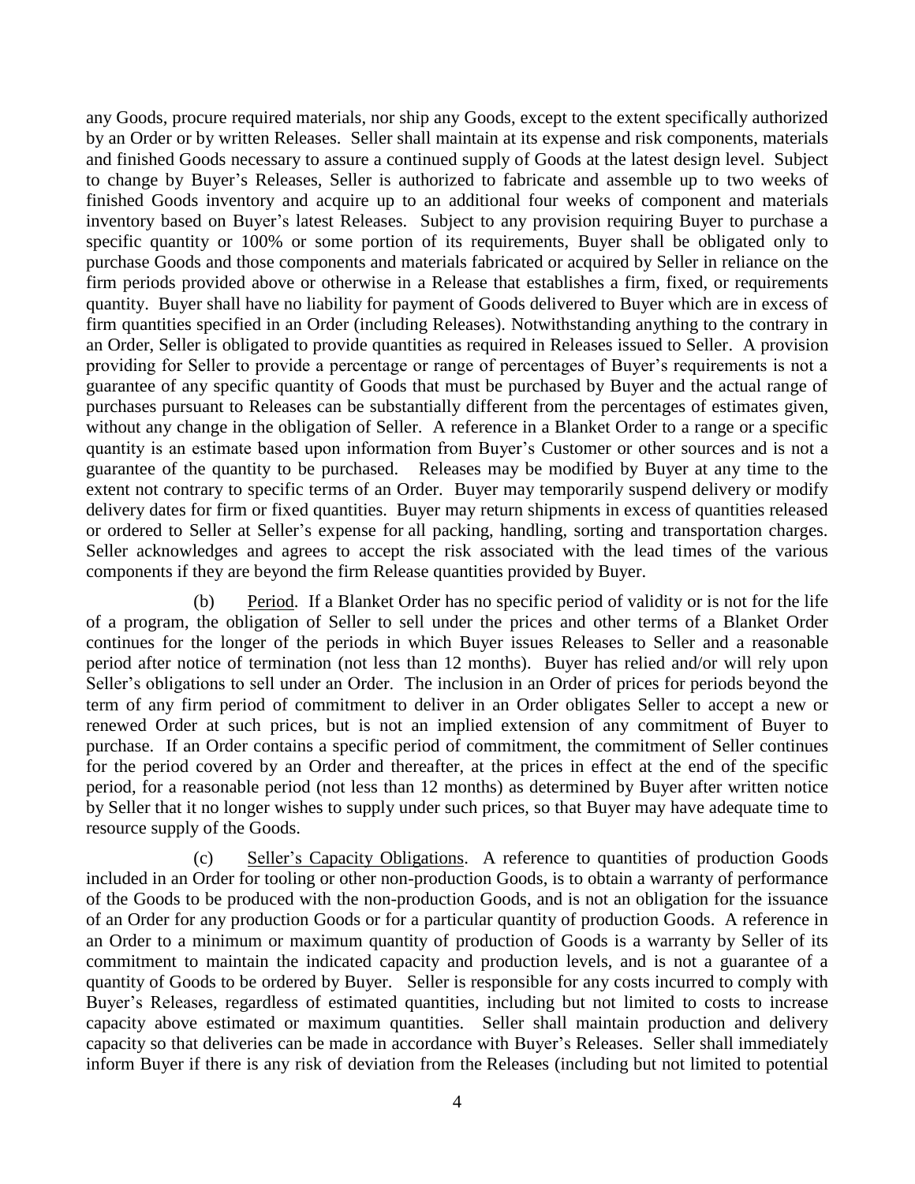any Goods, procure required materials, nor ship any Goods, except to the extent specifically authorized by an Order or by written Releases. Seller shall maintain at its expense and risk components, materials and finished Goods necessary to assure a continued supply of Goods at the latest design level. Subject to change by Buyer's Releases, Seller is authorized to fabricate and assemble up to two weeks of finished Goods inventory and acquire up to an additional four weeks of component and materials inventory based on Buyer's latest Releases. Subject to any provision requiring Buyer to purchase a specific quantity or 100% or some portion of its requirements, Buyer shall be obligated only to purchase Goods and those components and materials fabricated or acquired by Seller in reliance on the firm periods provided above or otherwise in a Release that establishes a firm, fixed, or requirements quantity. Buyer shall have no liability for payment of Goods delivered to Buyer which are in excess of firm quantities specified in an Order (including Releases). Notwithstanding anything to the contrary in an Order, Seller is obligated to provide quantities as required in Releases issued to Seller. A provision providing for Seller to provide a percentage or range of percentages of Buyer's requirements is not a guarantee of any specific quantity of Goods that must be purchased by Buyer and the actual range of purchases pursuant to Releases can be substantially different from the percentages of estimates given, without any change in the obligation of Seller. A reference in a Blanket Order to a range or a specific quantity is an estimate based upon information from Buyer's Customer or other sources and is not a guarantee of the quantity to be purchased. Releases may be modified by Buyer at any time to the extent not contrary to specific terms of an Order. Buyer may temporarily suspend delivery or modify delivery dates for firm or fixed quantities. Buyer may return shipments in excess of quantities released or ordered to Seller at Seller's expense for all packing, handling, sorting and transportation charges. Seller acknowledges and agrees to accept the risk associated with the lead times of the various components if they are beyond the firm Release quantities provided by Buyer.

(b) Period. If a Blanket Order has no specific period of validity or is not for the life of a program, the obligation of Seller to sell under the prices and other terms of a Blanket Order continues for the longer of the periods in which Buyer issues Releases to Seller and a reasonable period after notice of termination (not less than 12 months). Buyer has relied and/or will rely upon Seller's obligations to sell under an Order. The inclusion in an Order of prices for periods beyond the term of any firm period of commitment to deliver in an Order obligates Seller to accept a new or renewed Order at such prices, but is not an implied extension of any commitment of Buyer to purchase. If an Order contains a specific period of commitment, the commitment of Seller continues for the period covered by an Order and thereafter, at the prices in effect at the end of the specific period, for a reasonable period (not less than 12 months) as determined by Buyer after written notice by Seller that it no longer wishes to supply under such prices, so that Buyer may have adequate time to resource supply of the Goods.

(c) Seller's Capacity Obligations. A reference to quantities of production Goods included in an Order for tooling or other non-production Goods, is to obtain a warranty of performance of the Goods to be produced with the non-production Goods, and is not an obligation for the issuance of an Order for any production Goods or for a particular quantity of production Goods. A reference in an Order to a minimum or maximum quantity of production of Goods is a warranty by Seller of its commitment to maintain the indicated capacity and production levels, and is not a guarantee of a quantity of Goods to be ordered by Buyer. Seller is responsible for any costs incurred to comply with Buyer's Releases, regardless of estimated quantities, including but not limited to costs to increase capacity above estimated or maximum quantities. Seller shall maintain production and delivery capacity so that deliveries can be made in accordance with Buyer's Releases. Seller shall immediately inform Buyer if there is any risk of deviation from the Releases (including but not limited to potential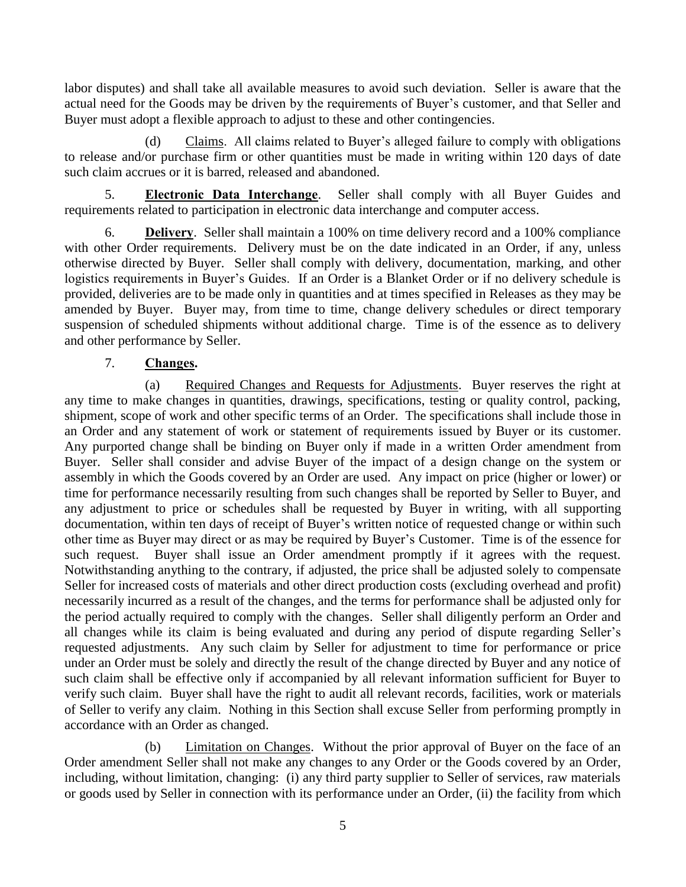labor disputes) and shall take all available measures to avoid such deviation. Seller is aware that the actual need for the Goods may be driven by the requirements of Buyer's customer, and that Seller and Buyer must adopt a flexible approach to adjust to these and other contingencies.

(d) Claims. All claims related to Buyer's alleged failure to comply with obligations to release and/or purchase firm or other quantities must be made in writing within 120 days of date such claim accrues or it is barred, released and abandoned.

5. **Electronic Data Interchange**. Seller shall comply with all Buyer Guides and requirements related to participation in electronic data interchange and computer access.

6. **Delivery**. Seller shall maintain a 100% on time delivery record and a 100% compliance with other Order requirements. Delivery must be on the date indicated in an Order, if any, unless otherwise directed by Buyer. Seller shall comply with delivery, documentation, marking, and other logistics requirements in Buyer's Guides. If an Order is a Blanket Order or if no delivery schedule is provided, deliveries are to be made only in quantities and at times specified in Releases as they may be amended by Buyer. Buyer may, from time to time, change delivery schedules or direct temporary suspension of scheduled shipments without additional charge. Time is of the essence as to delivery and other performance by Seller.

7. **Changes.**

(a) Required Changes and Requests for Adjustments. Buyer reserves the right at any time to make changes in quantities, drawings, specifications, testing or quality control, packing, shipment, scope of work and other specific terms of an Order. The specifications shall include those in an Order and any statement of work or statement of requirements issued by Buyer or its customer. Any purported change shall be binding on Buyer only if made in a written Order amendment from Buyer. Seller shall consider and advise Buyer of the impact of a design change on the system or assembly in which the Goods covered by an Order are used. Any impact on price (higher or lower) or time for performance necessarily resulting from such changes shall be reported by Seller to Buyer, and any adjustment to price or schedules shall be requested by Buyer in writing, with all supporting documentation, within ten days of receipt of Buyer's written notice of requested change or within such other time as Buyer may direct or as may be required by Buyer's Customer. Time is of the essence for such request. Buyer shall issue an Order amendment promptly if it agrees with the request. Notwithstanding anything to the contrary, if adjusted, the price shall be adjusted solely to compensate Seller for increased costs of materials and other direct production costs (excluding overhead and profit) necessarily incurred as a result of the changes, and the terms for performance shall be adjusted only for the period actually required to comply with the changes. Seller shall diligently perform an Order and all changes while its claim is being evaluated and during any period of dispute regarding Seller's requested adjustments. Any such claim by Seller for adjustment to time for performance or price under an Order must be solely and directly the result of the change directed by Buyer and any notice of such claim shall be effective only if accompanied by all relevant information sufficient for Buyer to verify such claim. Buyer shall have the right to audit all relevant records, facilities, work or materials of Seller to verify any claim. Nothing in this Section shall excuse Seller from performing promptly in accordance with an Order as changed.

(b) Limitation on Changes. Without the prior approval of Buyer on the face of an Order amendment Seller shall not make any changes to any Order or the Goods covered by an Order, including, without limitation, changing: (i) any third party supplier to Seller of services, raw materials or goods used by Seller in connection with its performance under an Order, (ii) the facility from which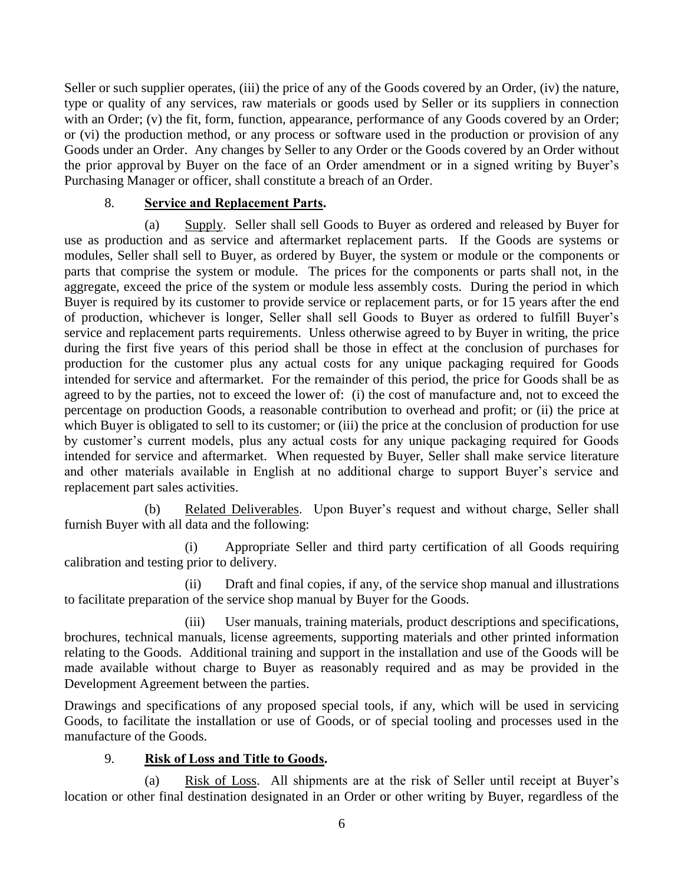Seller or such supplier operates, (iii) the price of any of the Goods covered by an Order, (iv) the nature, type or quality of any services, raw materials or goods used by Seller or its suppliers in connection with an Order; (v) the fit, form, function, appearance, performance of any Goods covered by an Order; or (vi) the production method, or any process or software used in the production or provision of any Goods under an Order. Any changes by Seller to any Order or the Goods covered by an Order without the prior approval by Buyer on the face of an Order amendment or in a signed writing by Buyer's Purchasing Manager or officer, shall constitute a breach of an Order.

8. **Service and Replacement Parts.**

(a) Supply. Seller shall sell Goods to Buyer as ordered and released by Buyer for use as production and as service and aftermarket replacement parts. If the Goods are systems or modules, Seller shall sell to Buyer, as ordered by Buyer, the system or module or the components or parts that comprise the system or module. The prices for the components or parts shall not, in the aggregate, exceed the price of the system or module less assembly costs. During the period in which Buyer is required by its customer to provide service or replacement parts, or for 15 years after the end of production, whichever is longer, Seller shall sell Goods to Buyer as ordered to fulfill Buyer's service and replacement parts requirements. Unless otherwise agreed to by Buyer in writing, the price during the first five years of this period shall be those in effect at the conclusion of purchases for production for the customer plus any actual costs for any unique packaging required for Goods intended for service and aftermarket. For the remainder of this period, the price for Goods shall be as agreed to by the parties, not to exceed the lower of: (i) the cost of manufacture and, not to exceed the percentage on production Goods, a reasonable contribution to overhead and profit; or (ii) the price at which Buyer is obligated to sell to its customer; or (iii) the price at the conclusion of production for use by customer's current models, plus any actual costs for any unique packaging required for Goods intended for service and aftermarket. When requested by Buyer, Seller shall make service literature and other materials available in English at no additional charge to support Buyer's service and replacement part sales activities.

(b) Related Deliverables. Upon Buyer's request and without charge, Seller shall furnish Buyer with all data and the following:

(i) Appropriate Seller and third party certification of all Goods requiring calibration and testing prior to delivery.

(ii) Draft and final copies, if any, of the service shop manual and illustrations to facilitate preparation of the service shop manual by Buyer for the Goods.

(iii) User manuals, training materials, product descriptions and specifications, brochures, technical manuals, license agreements, supporting materials and other printed information relating to the Goods. Additional training and support in the installation and use of the Goods will be made available without charge to Buyer as reasonably required and as may be provided in the Development Agreement between the parties.

Drawings and specifications of any proposed special tools, if any, which will be used in servicing Goods, to facilitate the installation or use of Goods, or of special tooling and processes used in the manufacture of the Goods.

9. **Risk of Loss and Title to Goods.**

(a) Risk of Loss. All shipments are at the risk of Seller until receipt at Buyer's location or other final destination designated in an Order or other writing by Buyer, regardless of the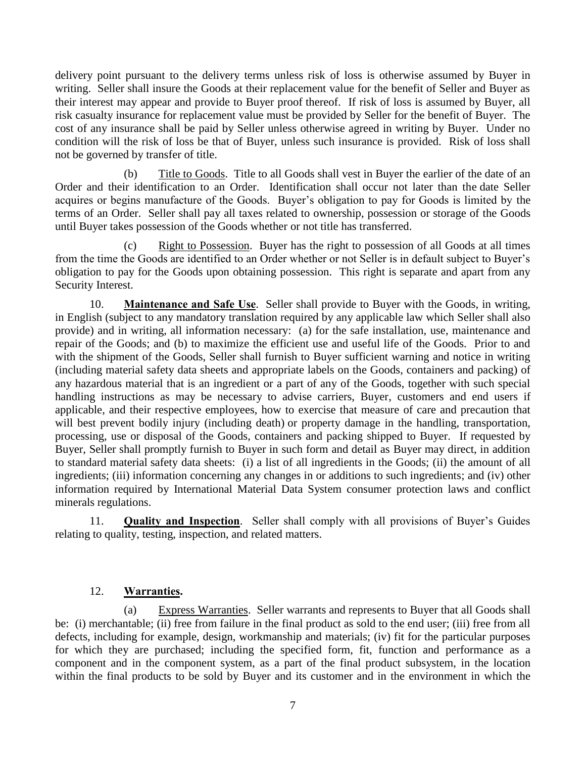delivery point pursuant to the delivery terms unless risk of loss is otherwise assumed by Buyer in writing. Seller shall insure the Goods at their replacement value for the benefit of Seller and Buyer as their interest may appear and provide to Buyer proof thereof. If risk of loss is assumed by Buyer, all risk casualty insurance for replacement value must be provided by Seller for the benefit of Buyer. The cost of any insurance shall be paid by Seller unless otherwise agreed in writing by Buyer. Under no condition will the risk of loss be that of Buyer, unless such insurance is provided. Risk of loss shall not be governed by transfer of title.

(b) Title to Goods. Title to all Goods shall vest in Buyer the earlier of the date of an Order and their identification to an Order. Identification shall occur not later than the date Seller acquires or begins manufacture of the Goods. Buyer's obligation to pay for Goods is limited by the terms of an Order. Seller shall pay all taxes related to ownership, possession or storage of the Goods until Buyer takes possession of the Goods whether or not title has transferred.

(c) Right to Possession. Buyer has the right to possession of all Goods at all times from the time the Goods are identified to an Order whether or not Seller is in default subject to Buyer's obligation to pay for the Goods upon obtaining possession. This right is separate and apart from any Security Interest.

10. **Maintenance and Safe Use**. Seller shall provide to Buyer with the Goods, in writing, in English (subject to any mandatory translation required by any applicable law which Seller shall also provide) and in writing, all information necessary: (a) for the safe installation, use, maintenance and repair of the Goods; and (b) to maximize the efficient use and useful life of the Goods. Prior to and with the shipment of the Goods, Seller shall furnish to Buyer sufficient warning and notice in writing (including material safety data sheets and appropriate labels on the Goods, containers and packing) of any hazardous material that is an ingredient or a part of any of the Goods, together with such special handling instructions as may be necessary to advise carriers, Buyer, customers and end users if applicable, and their respective employees, how to exercise that measure of care and precaution that will best prevent bodily injury (including death) or property damage in the handling, transportation, processing, use or disposal of the Goods, containers and packing shipped to Buyer. If requested by Buyer, Seller shall promptly furnish to Buyer in such form and detail as Buyer may direct, in addition to standard material safety data sheets: (i) a list of all ingredients in the Goods; (ii) the amount of all ingredients; (iii) information concerning any changes in or additions to such ingredients; and (iv) other information required by International Material Data System consumer protection laws and conflict minerals regulations.

11. **Quality and Inspection**. Seller shall comply with all provisions of Buyer's Guides relating to quality, testing, inspection, and related matters.

12. **Warranties.**

(a) Express Warranties. Seller warrants and represents to Buyer that all Goods shall be: (i) merchantable; (ii) free from failure in the final product as sold to the end user; (iii) free from all defects, including for example, design, workmanship and materials; (iv) fit for the particular purposes for which they are purchased; including the specified form, fit, function and performance as a component and in the component system, as a part of the final product subsystem, in the location within the final products to be sold by Buyer and its customer and in the environment in which the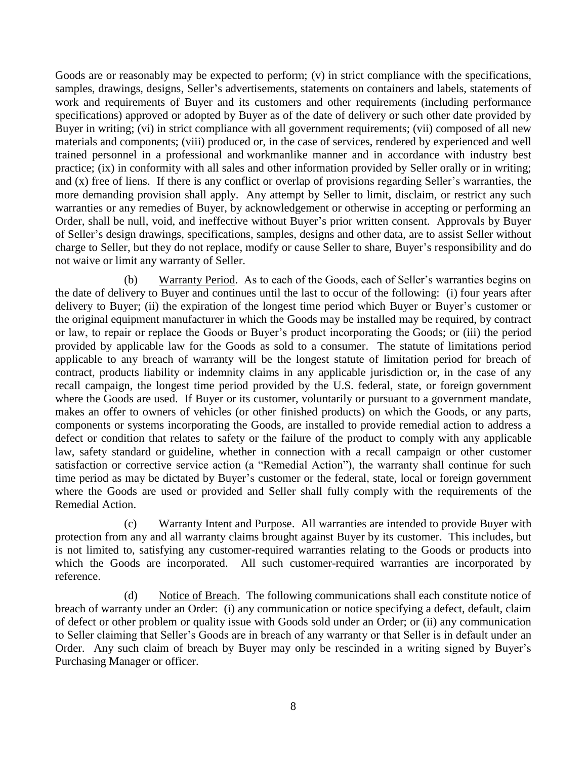Goods are or reasonably may be expected to perform; (v) in strict compliance with the specifications, samples, drawings, designs, Seller's advertisements, statements on containers and labels, statements of work and requirements of Buyer and its customers and other requirements (including performance specifications) approved or adopted by Buyer as of the date of delivery or such other date provided by Buyer in writing; (vi) in strict compliance with all government requirements; (vii) composed of all new materials and components; (viii) produced or, in the case of services, rendered by experienced and well trained personnel in a professional and workmanlike manner and in accordance with industry best practice; (ix) in conformity with all sales and other information provided by Seller orally or in writing; and (x) free of liens. If there is any conflict or overlap of provisions regarding Seller's warranties, the more demanding provision shall apply. Any attempt by Seller to limit, disclaim, or restrict any such warranties or any remedies of Buyer, by acknowledgement or otherwise in accepting or performing an Order, shall be null, void, and ineffective without Buyer's prior written consent. Approvals by Buyer of Seller's design drawings, specifications, samples, designs and other data, are to assist Seller without charge to Seller, but they do not replace, modify or cause Seller to share, Buyer's responsibility and do not waive or limit any warranty of Seller.

(b) Warranty Period. As to each of the Goods, each of Seller's warranties begins on the date of delivery to Buyer and continues until the last to occur of the following: (i) four years after delivery to Buyer; (ii) the expiration of the longest time period which Buyer or Buyer's customer or the original equipment manufacturer in which the Goods may be installed may be required, by contract or law, to repair or replace the Goods or Buyer's product incorporating the Goods; or (iii) the period provided by applicable law for the Goods as sold to a consumer. The statute of limitations period applicable to any breach of warranty will be the longest statute of limitation period for breach of contract, products liability or indemnity claims in any applicable jurisdiction or, in the case of any recall campaign, the longest time period provided by the U.S. federal, state, or foreign government where the Goods are used. If Buyer or its customer, voluntarily or pursuant to a government mandate, makes an offer to owners of vehicles (or other finished products) on which the Goods, or any parts, components or systems incorporating the Goods, are installed to provide remedial action to address a defect or condition that relates to safety or the failure of the product to comply with any applicable law, safety standard or guideline, whether in connection with a recall campaign or other customer satisfaction or corrective service action (a "Remedial Action"), the warranty shall continue for such time period as may be dictated by Buyer's customer or the federal, state, local or foreign government where the Goods are used or provided and Seller shall fully comply with the requirements of the Remedial Action.

(c) Warranty Intent and Purpose. All warranties are intended to provide Buyer with protection from any and all warranty claims brought against Buyer by its customer. This includes, but is not limited to, satisfying any customer-required warranties relating to the Goods or products into which the Goods are incorporated. All such customer-required warranties are incorporated by reference.

(d) Notice of Breach. The following communications shall each constitute notice of breach of warranty under an Order: (i) any communication or notice specifying a defect, default, claim of defect or other problem or quality issue with Goods sold under an Order; or (ii) any communication to Seller claiming that Seller's Goods are in breach of any warranty or that Seller is in default under an Order. Any such claim of breach by Buyer may only be rescinded in a writing signed by Buyer's Purchasing Manager or officer.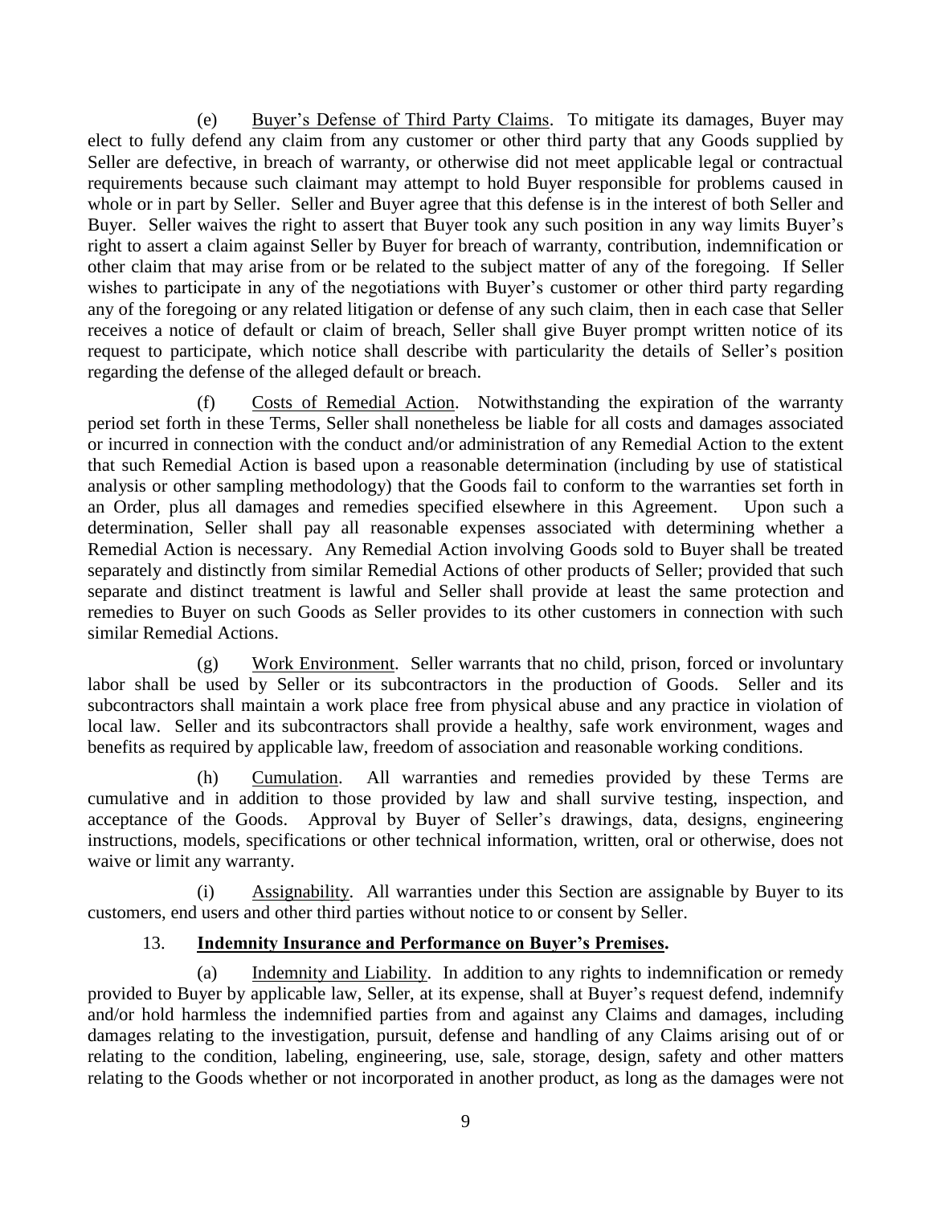(e) Buyer's Defense of Third Party Claims. To mitigate its damages, Buyer may elect to fully defend any claim from any customer or other third party that any Goods supplied by Seller are defective, in breach of warranty, or otherwise did not meet applicable legal or contractual requirements because such claimant may attempt to hold Buyer responsible for problems caused in whole or in part by Seller. Seller and Buyer agree that this defense is in the interest of both Seller and Buyer. Seller waives the right to assert that Buyer took any such position in any way limits Buyer's right to assert a claim against Seller by Buyer for breach of warranty, contribution, indemnification or other claim that may arise from or be related to the subject matter of any of the foregoing. If Seller wishes to participate in any of the negotiations with Buyer's customer or other third party regarding any of the foregoing or any related litigation or defense of any such claim, then in each case that Seller receives a notice of default or claim of breach, Seller shall give Buyer prompt written notice of its request to participate, which notice shall describe with particularity the details of Seller's position regarding the defense of the alleged default or breach.

(f) Costs of Remedial Action. Notwithstanding the expiration of the warranty period set forth in these Terms, Seller shall nonetheless be liable for all costs and damages associated or incurred in connection with the conduct and/or administration of any Remedial Action to the extent that such Remedial Action is based upon a reasonable determination (including by use of statistical analysis or other sampling methodology) that the Goods fail to conform to the warranties set forth in an Order, plus all damages and remedies specified elsewhere in this Agreement. Upon such a determination, Seller shall pay all reasonable expenses associated with determining whether a Remedial Action is necessary. Any Remedial Action involving Goods sold to Buyer shall be treated separately and distinctly from similar Remedial Actions of other products of Seller; provided that such separate and distinct treatment is lawful and Seller shall provide at least the same protection and remedies to Buyer on such Goods as Seller provides to its other customers in connection with such similar Remedial Actions.

(g) Work Environment. Seller warrants that no child, prison, forced or involuntary labor shall be used by Seller or its subcontractors in the production of Goods. Seller and its subcontractors shall maintain a work place free from physical abuse and any practice in violation of local law. Seller and its subcontractors shall provide a healthy, safe work environment, wages and benefits as required by applicable law, freedom of association and reasonable working conditions.

(h) Cumulation. All warranties and remedies provided by these Terms are cumulative and in addition to those provided by law and shall survive testing, inspection, and acceptance of the Goods. Approval by Buyer of Seller's drawings, data, designs, engineering instructions, models, specifications or other technical information, written, oral or otherwise, does not waive or limit any warranty.

(i) Assignability. All warranties under this Section are assignable by Buyer to its customers, end users and other third parties without notice to or consent by Seller.

13. **Indemnity Insurance and Performance on Buyer's Premises.**

(a) Indemnity and Liability. In addition to any rights to indemnification or remedy provided to Buyer by applicable law, Seller, at its expense, shall at Buyer's request defend, indemnify and/or hold harmless the indemnified parties from and against any Claims and damages, including damages relating to the investigation, pursuit, defense and handling of any Claims arising out of or relating to the condition, labeling, engineering, use, sale, storage, design, safety and other matters relating to the Goods whether or not incorporated in another product, as long as the damages were not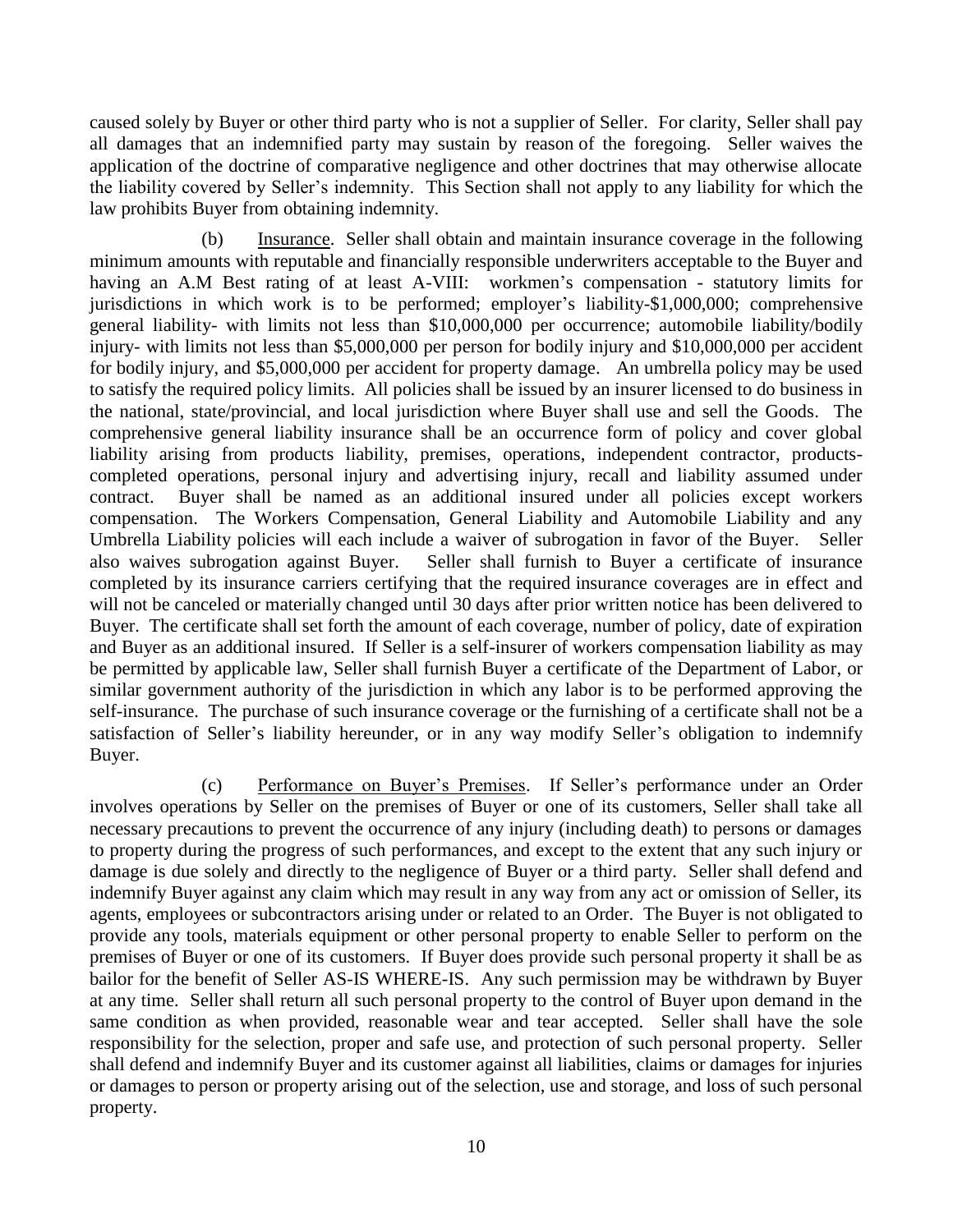caused solely by Buyer or other third party who is not a supplier of Seller. For clarity, Seller shall pay all damages that an indemnified party may sustain by reason of the foregoing. Seller waives the application of the doctrine of comparative negligence and other doctrines that may otherwise allocate the liability covered by Seller's indemnity. This Section shall not apply to any liability for which the law prohibits Buyer from obtaining indemnity.

(b) Insurance. Seller shall obtain and maintain insurance coverage in the following minimum amounts with reputable and financially responsible underwriters acceptable to the Buyer and having an A.M Best rating of at least A-VIII: workmen's compensation - statutory limits for jurisdictions in which work is to be performed; employer's liability-$1,000,000; comprehensive general liability- with limits not less than $10,000,000 per occurrence; automobile liability/bodily injury- with limits not less than $5,000,000 per person for bodily injury and $10,000,000 per accident for bodily injury, and $5,000,000 per accident for property damage. An umbrella policy may be used to satisfy the required policy limits. All policies shall be issued by an insurer licensed to do business in the national, state/provincial, and local jurisdiction where Buyer shall use and sell the Goods. The comprehensive general liability insurance shall be an occurrence form of policy and cover global liability arising from products liability, premises, operations, independent contractor, products-completed operations, personal injury and advertising injury, recall and liability assumed under contract. Buyer shall be named as an additional insured under all policies except workers compensation. The Workers Compensation, General Liability and Automobile Liability and any Umbrella Liability policies will each include a waiver of subrogation in favor of the Buyer. Seller also waives subrogation against Buyer. Seller shall furnish to Buyer a certificate of insurance completed by its insurance carriers certifying that the required insurance coverages are in effect and will not be canceled or materially changed until 30 days after prior written notice has been delivered to Buyer. The certificate shall set forth the amount of each coverage, number of policy, date of expiration and Buyer as an additional insured. If Seller is a self-insurer of workers compensation liability as may be permitted by applicable law, Seller shall furnish Buyer a certificate of the Department of Labor, or similar government authority of the jurisdiction in which any labor is to be performed approving the self-insurance. The purchase of such insurance coverage or the furnishing of a certificate shall not be a satisfaction of Seller's liability hereunder, or in any way modify Seller's obligation to indemnify Buyer.

(c) Performance on Buyer's Premises. If Seller's performance under an Order involves operations by Seller on the premises of Buyer or one of its customers, Seller shall take all necessary precautions to prevent the occurrence of any injury (including death) to persons or damages to property during the progress of such performances, and except to the extent that any such injury or damage is due solely and directly to the negligence of Buyer or a third party. Seller shall defend and indemnify Buyer against any claim which may result in any way from any act or omission of Seller, its agents, employees or subcontractors arising under or related to an Order. The Buyer is not obligated to provide any tools, materials equipment or other personal property to enable Seller to perform on the premises of Buyer or one of its customers. If Buyer does provide such personal property it shall be as bailor for the benefit of Seller AS-IS WHERE-IS. Any such permission may be withdrawn by Buyer at any time. Seller shall return all such personal property to the control of Buyer upon demand in the same condition as when provided, reasonable wear and tear accepted. Seller shall have the sole responsibility for the selection, proper and safe use, and protection of such personal property. Seller shall defend and indemnify Buyer and its customer against all liabilities, claims or damages for injuries or damages to person or property arising out of the selection, use and storage, and loss of such personal property.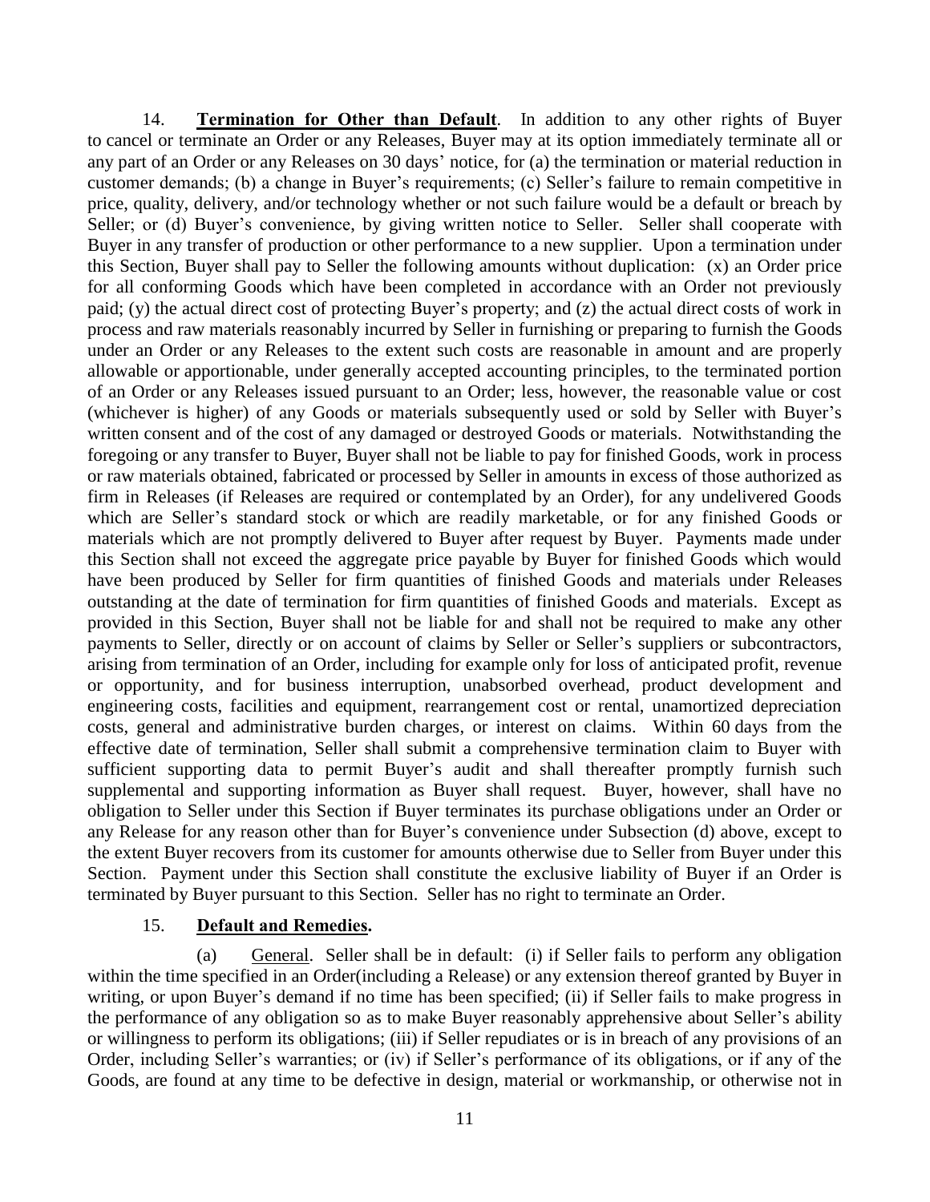14. **Termination for Other than Default**. In addition to any other rights of Buyer to cancel or terminate an Order or any Releases, Buyer may at its option immediately terminate all or any part of an Order or any Releases on 30 days' notice, for (a) the termination or material reduction in customer demands; (b) a change in Buyer's requirements; (c) Seller's failure to remain competitive in price, quality, delivery, and/or technology whether or not such failure would be a default or breach by Seller; or (d) Buyer's convenience, by giving written notice to Seller. Seller shall cooperate with Buyer in any transfer of production or other performance to a new supplier. Upon a termination under this Section, Buyer shall pay to Seller the following amounts without duplication: (x) an Order price for all conforming Goods which have been completed in accordance with an Order not previously paid; (y) the actual direct cost of protecting Buyer's property; and (z) the actual direct costs of work in process and raw materials reasonably incurred by Seller in furnishing or preparing to furnish the Goods under an Order or any Releases to the extent such costs are reasonable in amount and are properly allowable or apportionable, under generally accepted accounting principles, to the terminated portion of an Order or any Releases issued pursuant to an Order; less, however, the reasonable value or cost (whichever is higher) of any Goods or materials subsequently used or sold by Seller with Buyer's written consent and of the cost of any damaged or destroyed Goods or materials. Notwithstanding the foregoing or any transfer to Buyer, Buyer shall not be liable to pay for finished Goods, work in process or raw materials obtained, fabricated or processed by Seller in amounts in excess of those authorized as firm in Releases (if Releases are required or contemplated by an Order), for any undelivered Goods which are Seller's standard stock or which are readily marketable, or for any finished Goods or materials which are not promptly delivered to Buyer after request by Buyer. Payments made under this Section shall not exceed the aggregate price payable by Buyer for finished Goods which would have been produced by Seller for firm quantities of finished Goods and materials under Releases outstanding at the date of termination for firm quantities of finished Goods and materials. Except as provided in this Section, Buyer shall not be liable for and shall not be required to make any other payments to Seller, directly or on account of claims by Seller or Seller's suppliers or subcontractors, arising from termination of an Order, including for example only for loss of anticipated profit, revenue or opportunity, and for business interruption, unabsorbed overhead, product development and engineering costs, facilities and equipment, rearrangement cost or rental, unamortized depreciation costs, general and administrative burden charges, or interest on claims. Within 60 days from the effective date of termination, Seller shall submit a comprehensive termination claim to Buyer with sufficient supporting data to permit Buyer's audit and shall thereafter promptly furnish such supplemental and supporting information as Buyer shall request. Buyer, however, shall have no obligation to Seller under this Section if Buyer terminates its purchase obligations under an Order or any Release for any reason other than for Buyer's convenience under Subsection (d) above, except to the extent Buyer recovers from its customer for amounts otherwise due to Seller from Buyer under this Section. Payment under this Section shall constitute the exclusive liability of Buyer if an Order is terminated by Buyer pursuant to this Section. Seller has no right to terminate an Order.

15. **Default and Remedies.**

(a) General. Seller shall be in default: (i) if Seller fails to perform any obligation within the time specified in an Order(including a Release) or any extension thereof granted by Buyer in writing, or upon Buyer's demand if no time has been specified; (ii) if Seller fails to make progress in the performance of any obligation so as to make Buyer reasonably apprehensive about Seller's ability or willingness to perform its obligations; (iii) if Seller repudiates or is in breach of any provisions of an Order, including Seller's warranties; or (iv) if Seller's performance of its obligations, or if any of the Goods, are found at any time to be defective in design, material or workmanship, or otherwise not in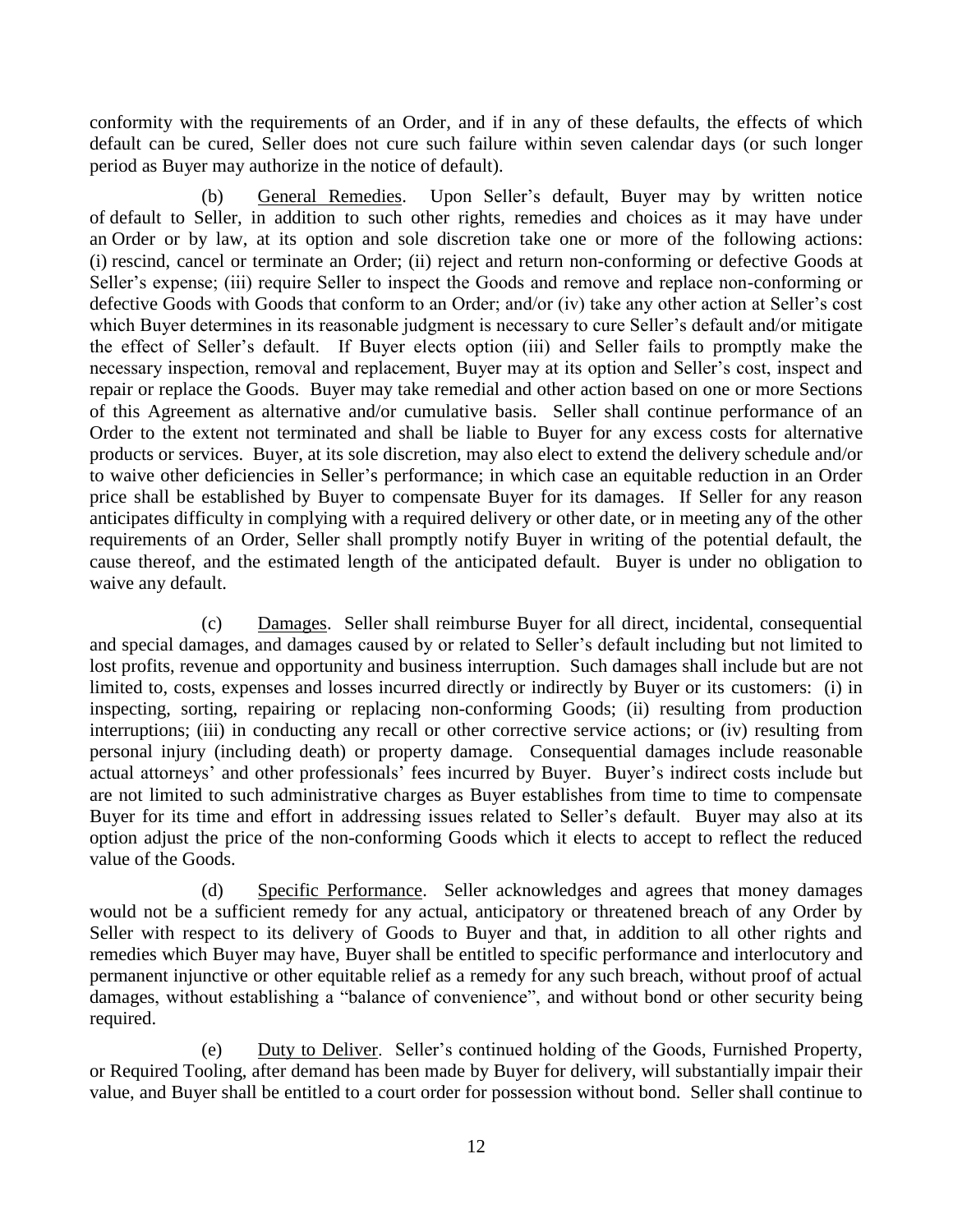conformity with the requirements of an Order, and if in any of these defaults, the effects of which default can be cured, Seller does not cure such failure within seven calendar days (or such longer period as Buyer may authorize in the notice of default).

(b) General Remedies. Upon Seller's default, Buyer may by written notice of default to Seller, in addition to such other rights, remedies and choices as it may have under an Order or by law, at its option and sole discretion take one or more of the following actions: (i) rescind, cancel or terminate an Order; (ii) reject and return non-conforming or defective Goods at Seller's expense; (iii) require Seller to inspect the Goods and remove and replace non-conforming or defective Goods with Goods that conform to an Order; and/or (iv) take any other action at Seller's cost which Buyer determines in its reasonable judgment is necessary to cure Seller's default and/or mitigate the effect of Seller's default. If Buyer elects option (iii) and Seller fails to promptly make the necessary inspection, removal and replacement, Buyer may at its option and Seller's cost, inspect and repair or replace the Goods. Buyer may take remedial and other action based on one or more Sections of this Agreement as alternative and/or cumulative basis. Seller shall continue performance of an Order to the extent not terminated and shall be liable to Buyer for any excess costs for alternative products or services. Buyer, at its sole discretion, may also elect to extend the delivery schedule and/or to waive other deficiencies in Seller's performance; in which case an equitable reduction in an Order price shall be established by Buyer to compensate Buyer for its damages. If Seller for any reason anticipates difficulty in complying with a required delivery or other date, or in meeting any of the other requirements of an Order, Seller shall promptly notify Buyer in writing of the potential default, the cause thereof, and the estimated length of the anticipated default. Buyer is under no obligation to waive any default.

(c) Damages. Seller shall reimburse Buyer for all direct, incidental, consequential and special damages, and damages caused by or related to Seller's default including but not limited to lost profits, revenue and opportunity and business interruption. Such damages shall include but are not limited to, costs, expenses and losses incurred directly or indirectly by Buyer or its customers: (i) in inspecting, sorting, repairing or replacing non-conforming Goods; (ii) resulting from production interruptions; (iii) in conducting any recall or other corrective service actions; or (iv) resulting from personal injury (including death) or property damage. Consequential damages include reasonable actual attorneys' and other professionals' fees incurred by Buyer. Buyer's indirect costs include but are not limited to such administrative charges as Buyer establishes from time to time to compensate Buyer for its time and effort in addressing issues related to Seller's default. Buyer may also at its option adjust the price of the non-conforming Goods which it elects to accept to reflect the reduced value of the Goods.

(d) Specific Performance. Seller acknowledges and agrees that money damages would not be a sufficient remedy for any actual, anticipatory or threatened breach of any Order by Seller with respect to its delivery of Goods to Buyer and that, in addition to all other rights and remedies which Buyer may have, Buyer shall be entitled to specific performance and interlocutory and permanent injunctive or other equitable relief as a remedy for any such breach, without proof of actual damages, without establishing a "balance of convenience", and without bond or other security being required.

(e) Duty to Deliver. Seller's continued holding of the Goods, Furnished Property, or Required Tooling, after demand has been made by Buyer for delivery, will substantially impair their value, and Buyer shall be entitled to a court order for possession without bond. Seller shall continue to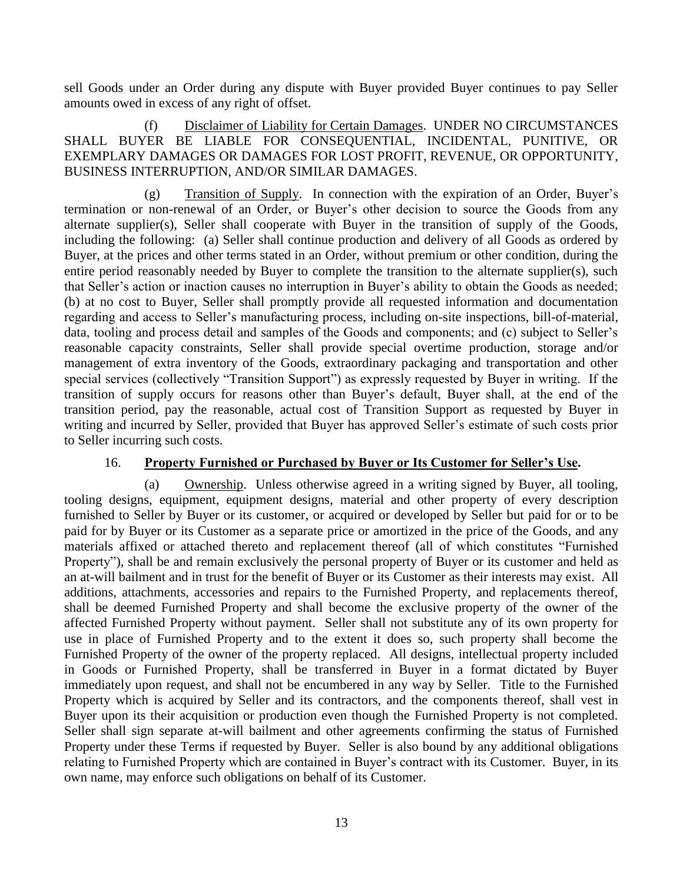sell Goods under an Order during any dispute with Buyer provided Buyer continues to pay Seller amounts owed in excess of any right of offset.

(f) Disclaimer of Liability for Certain Damages. UNDER NO CIRCUMSTANCES SHALL BUYER BE LIABLE FOR CONSEQUENTIAL, INCIDENTAL, PUNITIVE, OR EXEMPLARY DAMAGES OR DAMAGES FOR LOST PROFIT, REVENUE, OR OPPORTUNITY, BUSINESS INTERRUPTION, AND/OR SIMILAR DAMAGES.

(g) Transition of Supply. In connection with the expiration of an Order, Buyer's termination or non-renewal of an Order, or Buyer's other decision to source the Goods from any alternate supplier(s), Seller shall cooperate with Buyer in the transition of supply of the Goods, including the following: (a) Seller shall continue production and delivery of all Goods as ordered by Buyer, at the prices and other terms stated in an Order, without premium or other condition, during the entire period reasonably needed by Buyer to complete the transition to the alternate supplier(s), such that Seller's action or inaction causes no interruption in Buyer's ability to obtain the Goods as needed; (b) at no cost to Buyer, Seller shall promptly provide all requested information and documentation regarding and access to Seller's manufacturing process, including on-site inspections, bill-of-material, data, tooling and process detail and samples of the Goods and components; and (c) subject to Seller's reasonable capacity constraints, Seller shall provide special overtime production, storage and/or management of extra inventory of the Goods, extraordinary packaging and transportation and other special services (collectively "Transition Support") as expressly requested by Buyer in writing. If the transition of supply occurs for reasons other than Buyer's default, Buyer shall, at the end of the transition period, pay the reasonable, actual cost of Transition Support as requested by Buyer in writing and incurred by Seller, provided that Buyer has approved Seller's estimate of such costs prior to Seller incurring such costs.

## 16. Property Furnished or Purchased by Buyer or Its Customer for Seller's Use.

(a) Ownership. Unless otherwise agreed in a writing signed by Buyer, all tooling, tooling designs, equipment, equipment designs, material and other property of every description furnished to Seller by Buyer or its customer, or acquired or developed by Seller but paid for or to be paid for by Buyer or its Customer as a separate price or amortized in the price of the Goods, and any materials affixed or attached thereto and replacement thereof (all of which constitutes "Furnished Property"), shall be and remain exclusively the personal property of Buyer or its customer and held as an at-will bailment and in trust for the benefit of Buyer or its Customer as their interests may exist. All additions, attachments, accessories and repairs to the Furnished Property, and replacements thereof, shall be deemed Furnished Property and shall become the exclusive property of the owner of the affected Furnished Property without payment. Seller shall not substitute any of its own property for use in place of Furnished Property and to the extent it does so, such property shall become the Furnished Property of the owner of the property replaced. All designs, intellectual property included in Goods or Furnished Property, shall be transferred in Buyer in a format dictated by Buyer immediately upon request, and shall not be encumbered in any way by Seller. Title to the Furnished Property which is acquired by Seller and its contractors, and the components thereof, shall vest in Buyer upon its their acquisition or production even though the Furnished Property is not completed. Seller shall sign separate at-will bailment and other agreements confirming the status of Furnished Property under these Terms if requested by Buyer. Seller is also bound by any additional obligations relating to Furnished Property which are contained in Buyer's contract with its Customer. Buyer, in its own name, may enforce such obligations on behalf of its Customer.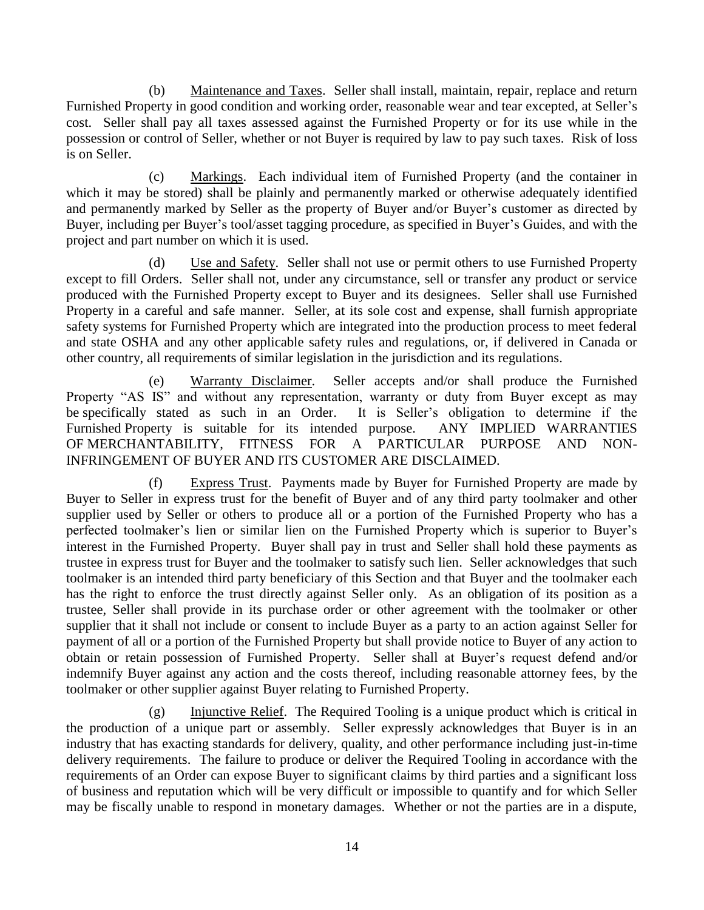(b) Maintenance and Taxes. Seller shall install, maintain, repair, replace and return Furnished Property in good condition and working order, reasonable wear and tear excepted, at Seller's cost. Seller shall pay all taxes assessed against the Furnished Property or for its use while in the possession or control of Seller, whether or not Buyer is required by law to pay such taxes. Risk of loss is on Seller.

(c) Markings. Each individual item of Furnished Property (and the container in which it may be stored) shall be plainly and permanently marked or otherwise adequately identified and permanently marked by Seller as the property of Buyer and/or Buyer's customer as directed by Buyer, including per Buyer's tool/asset tagging procedure, as specified in Buyer's Guides, and with the project and part number on which it is used.

(d) Use and Safety. Seller shall not use or permit others to use Furnished Property except to fill Orders. Seller shall not, under any circumstance, sell or transfer any product or service produced with the Furnished Property except to Buyer and its designees. Seller shall use Furnished Property in a careful and safe manner. Seller, at its sole cost and expense, shall furnish appropriate safety systems for Furnished Property which are integrated into the production process to meet federal and state OSHA and any other applicable safety rules and regulations, or, if delivered in Canada or other country, all requirements of similar legislation in the jurisdiction and its regulations.

(e) Warranty Disclaimer. Seller accepts and/or shall produce the Furnished Property "AS IS" and without any representation, warranty or duty from Buyer except as may be specifically stated as such in an Order. It is Seller's obligation to determine if the Furnished Property is suitable for its intended purpose. ANY IMPLIED WARRANTIES OF MERCHANTABILITY, FITNESS FOR A PARTICULAR PURPOSE AND NON-INFRINGEMENT OF BUYER AND ITS CUSTOMER ARE DISCLAIMED.

(f) Express Trust. Payments made by Buyer for Furnished Property are made by Buyer to Seller in express trust for the benefit of Buyer and of any third party toolmaker and other supplier used by Seller or others to produce all or a portion of the Furnished Property who has a perfected toolmaker's lien or similar lien on the Furnished Property which is superior to Buyer's interest in the Furnished Property. Buyer shall pay in trust and Seller shall hold these payments as trustee in express trust for Buyer and the toolmaker to satisfy such lien. Seller acknowledges that such toolmaker is an intended third party beneficiary of this Section and that Buyer and the toolmaker each has the right to enforce the trust directly against Seller only. As an obligation of its position as a trustee, Seller shall provide in its purchase order or other agreement with the toolmaker or other supplier that it shall not include or consent to include Buyer as a party to an action against Seller for payment of all or a portion of the Furnished Property but shall provide notice to Buyer of any action to obtain or retain possession of Furnished Property. Seller shall at Buyer's request defend and/or indemnify Buyer against any action and the costs thereof, including reasonable attorney fees, by the toolmaker or other supplier against Buyer relating to Furnished Property.

(g) Injunctive Relief. The Required Tooling is a unique product which is critical in the production of a unique part or assembly. Seller expressly acknowledges that Buyer is in an industry that has exacting standards for delivery, quality, and other performance including just-in-time delivery requirements. The failure to produce or deliver the Required Tooling in accordance with the requirements of an Order can expose Buyer to significant claims by third parties and a significant loss of business and reputation which will be very difficult or impossible to quantify and for which Seller may be fiscally unable to respond in monetary damages. Whether or not the parties are in a dispute,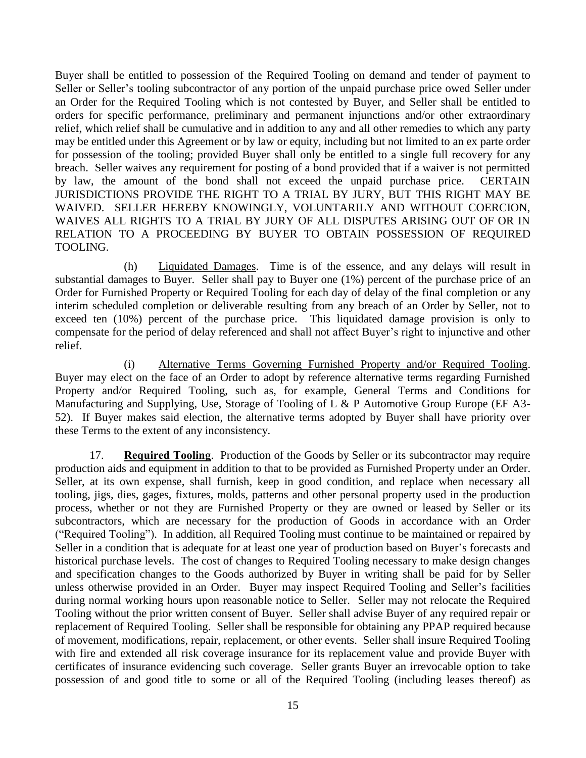Buyer shall be entitled to possession of the Required Tooling on demand and tender of payment to Seller or Seller's tooling subcontractor of any portion of the unpaid purchase price owed Seller under an Order for the Required Tooling which is not contested by Buyer, and Seller shall be entitled to orders for specific performance, preliminary and permanent injunctions and/or other extraordinary relief, which relief shall be cumulative and in addition to any and all other remedies to which any party may be entitled under this Agreement or by law or equity, including but not limited to an ex parte order for possession of the tooling; provided Buyer shall only be entitled to a single full recovery for any breach. Seller waives any requirement for posting of a bond provided that if a waiver is not permitted by law, the amount of the bond shall not exceed the unpaid purchase price. CERTAIN JURISDICTIONS PROVIDE THE RIGHT TO A TRIAL BY JURY, BUT THIS RIGHT MAY BE WAIVED. SELLER HEREBY KNOWINGLY, VOLUNTARILY AND WITHOUT COERCION, WAIVES ALL RIGHTS TO A TRIAL BY JURY OF ALL DISPUTES ARISING OUT OF OR IN RELATION TO A PROCEEDING BY BUYER TO OBTAIN POSSESSION OF REQUIRED TOOLING.

(h) Liquidated Damages. Time is of the essence, and any delays will result in substantial damages to Buyer. Seller shall pay to Buyer one (1%) percent of the purchase price of an Order for Furnished Property or Required Tooling for each day of delay of the final completion or any interim scheduled completion or deliverable resulting from any breach of an Order by Seller, not to exceed ten (10%) percent of the purchase price. This liquidated damage provision is only to compensate for the period of delay referenced and shall not affect Buyer's right to injunctive and other relief.

(i) Alternative Terms Governing Furnished Property and/or Required Tooling. Buyer may elect on the face of an Order to adopt by reference alternative terms regarding Furnished Property and/or Required Tooling, such as, for example, General Terms and Conditions for Manufacturing and Supplying, Use, Storage of Tooling of L & P Automotive Group Europe (EF A3-52). If Buyer makes said election, the alternative terms adopted by Buyer shall have priority over these Terms to the extent of any inconsistency.

17. **Required Tooling**. Production of the Goods by Seller or its subcontractor may require production aids and equipment in addition to that to be provided as Furnished Property under an Order. Seller, at its own expense, shall furnish, keep in good condition, and replace when necessary all tooling, jigs, dies, gages, fixtures, molds, patterns and other personal property used in the production process, whether or not they are Furnished Property or they are owned or leased by Seller or its subcontractors, which are necessary for the production of Goods in accordance with an Order ("Required Tooling"). In addition, all Required Tooling must continue to be maintained or repaired by Seller in a condition that is adequate for at least one year of production based on Buyer's forecasts and historical purchase levels. The cost of changes to Required Tooling necessary to make design changes and specification changes to the Goods authorized by Buyer in writing shall be paid for by Seller unless otherwise provided in an Order. Buyer may inspect Required Tooling and Seller's facilities during normal working hours upon reasonable notice to Seller. Seller may not relocate the Required Tooling without the prior written consent of Buyer. Seller shall advise Buyer of any required repair or replacement of Required Tooling. Seller shall be responsible for obtaining any PPAP required because of movement, modifications, repair, replacement, or other events. Seller shall insure Required Tooling with fire and extended all risk coverage insurance for its replacement value and provide Buyer with certificates of insurance evidencing such coverage. Seller grants Buyer an irrevocable option to take possession of and good title to some or all of the Required Tooling (including leases thereof) as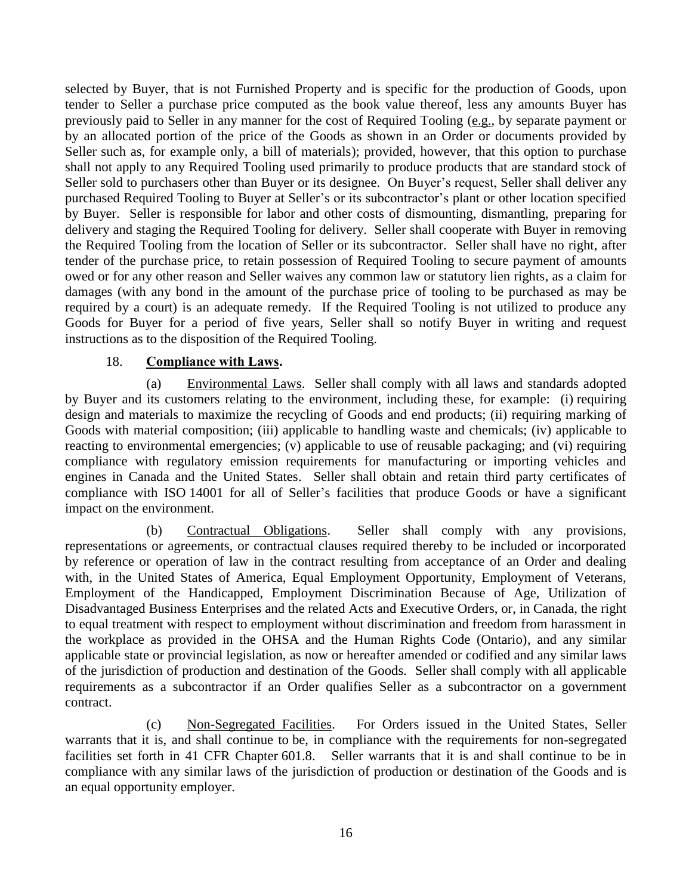selected by Buyer, that is not Furnished Property and is specific for the production of Goods, upon tender to Seller a purchase price computed as the book value thereof, less any amounts Buyer has previously paid to Seller in any manner for the cost of Required Tooling (e.g., by separate payment or by an allocated portion of the price of the Goods as shown in an Order or documents provided by Seller such as, for example only, a bill of materials); provided, however, that this option to purchase shall not apply to any Required Tooling used primarily to produce products that are standard stock of Seller sold to purchasers other than Buyer or its designee. On Buyer's request, Seller shall deliver any purchased Required Tooling to Buyer at Seller's or its subcontractor's plant or other location specified by Buyer. Seller is responsible for labor and other costs of dismounting, dismantling, preparing for delivery and staging the Required Tooling for delivery. Seller shall cooperate with Buyer in removing the Required Tooling from the location of Seller or its subcontractor. Seller shall have no right, after tender of the purchase price, to retain possession of Required Tooling to secure payment of amounts owed or for any other reason and Seller waives any common law or statutory lien rights, as a claim for damages (with any bond in the amount of the purchase price of tooling to be purchased as may be required by a court) is an adequate remedy. If the Required Tooling is not utilized to produce any Goods for Buyer for a period of five years, Seller shall so notify Buyer in writing and request instructions as to the disposition of the Required Tooling.

18. **Compliance with Laws.**

(a) Environmental Laws. Seller shall comply with all laws and standards adopted by Buyer and its customers relating to the environment, including these, for example: (i) requiring design and materials to maximize the recycling of Goods and end products; (ii) requiring marking of Goods with material composition; (iii) applicable to handling waste and chemicals; (iv) applicable to reacting to environmental emergencies; (v) applicable to use of reusable packaging; and (vi) requiring compliance with regulatory emission requirements for manufacturing or importing vehicles and engines in Canada and the United States. Seller shall obtain and retain third party certificates of compliance with ISO 14001 for all of Seller's facilities that produce Goods or have a significant impact on the environment.

(b) Contractual Obligations. Seller shall comply with any provisions, representations or agreements, or contractual clauses required thereby to be included or incorporated by reference or operation of law in the contract resulting from acceptance of an Order and dealing with, in the United States of America, Equal Employment Opportunity, Employment of Veterans, Employment of the Handicapped, Employment Discrimination Because of Age, Utilization of Disadvantaged Business Enterprises and the related Acts and Executive Orders, or, in Canada, the right to equal treatment with respect to employment without discrimination and freedom from harassment in the workplace as provided in the OHSA and the Human Rights Code (Ontario), and any similar applicable state or provincial legislation, as now or hereafter amended or codified and any similar laws of the jurisdiction of production and destination of the Goods. Seller shall comply with all applicable requirements as a subcontractor if an Order qualifies Seller as a subcontractor on a government contract.

(c) Non-Segregated Facilities. For Orders issued in the United States, Seller warrants that it is, and shall continue to be, in compliance with the requirements for non-segregated facilities set forth in 41 CFR Chapter 601.8. Seller warrants that it is and shall continue to be in compliance with any similar laws of the jurisdiction of production or destination of the Goods and is an equal opportunity employer.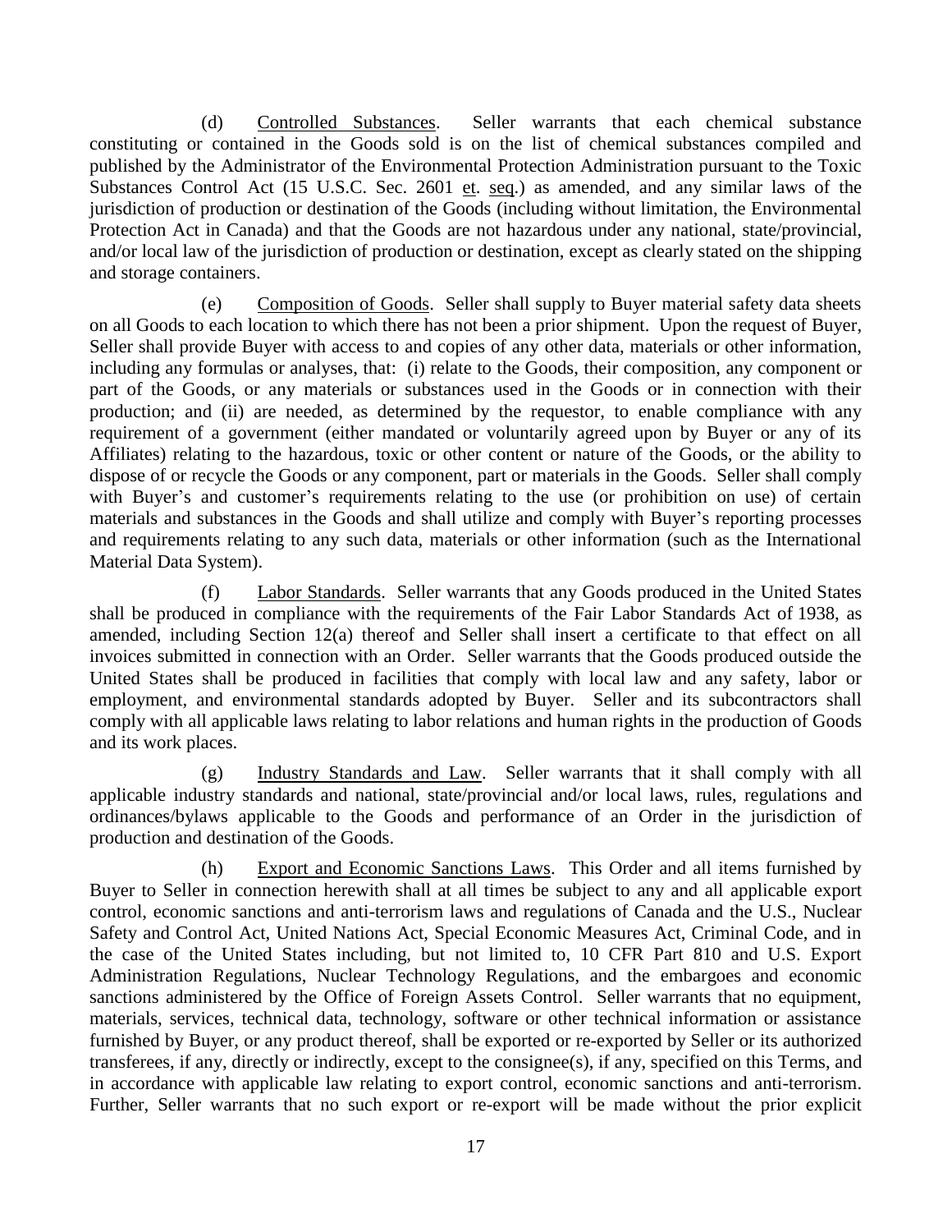(d) Controlled Substances. Seller warrants that each chemical substance constituting or contained in the Goods sold is on the list of chemical substances compiled and published by the Administrator of the Environmental Protection Administration pursuant to the Toxic Substances Control Act (15 U.S.C. Sec. 2601 et. seq.) as amended, and any similar laws of the jurisdiction of production or destination of the Goods (including without limitation, the Environmental Protection Act in Canada) and that the Goods are not hazardous under any national, state/provincial, and/or local law of the jurisdiction of production or destination, except as clearly stated on the shipping and storage containers.

(e) Composition of Goods. Seller shall supply to Buyer material safety data sheets on all Goods to each location to which there has not been a prior shipment. Upon the request of Buyer, Seller shall provide Buyer with access to and copies of any other data, materials or other information, including any formulas or analyses, that: (i) relate to the Goods, their composition, any component or part of the Goods, or any materials or substances used in the Goods or in connection with their production; and (ii) are needed, as determined by the requestor, to enable compliance with any requirement of a government (either mandated or voluntarily agreed upon by Buyer or any of its Affiliates) relating to the hazardous, toxic or other content or nature of the Goods, or the ability to dispose of or recycle the Goods or any component, part or materials in the Goods. Seller shall comply with Buyer's and customer's requirements relating to the use (or prohibition on use) of certain materials and substances in the Goods and shall utilize and comply with Buyer's reporting processes and requirements relating to any such data, materials or other information (such as the International Material Data System).

(f) Labor Standards. Seller warrants that any Goods produced in the United States shall be produced in compliance with the requirements of the Fair Labor Standards Act of 1938, as amended, including Section 12(a) thereof and Seller shall insert a certificate to that effect on all invoices submitted in connection with an Order. Seller warrants that the Goods produced outside the United States shall be produced in facilities that comply with local law and any safety, labor or employment, and environmental standards adopted by Buyer. Seller and its subcontractors shall comply with all applicable laws relating to labor relations and human rights in the production of Goods and its work places.

(g) Industry Standards and Law. Seller warrants that it shall comply with all applicable industry standards and national, state/provincial and/or local laws, rules, regulations and ordinances/bylaws applicable to the Goods and performance of an Order in the jurisdiction of production and destination of the Goods.

(h) Export and Economic Sanctions Laws. This Order and all items furnished by Buyer to Seller in connection herewith shall at all times be subject to any and all applicable export control, economic sanctions and anti-terrorism laws and regulations of Canada and the U.S., Nuclear Safety and Control Act, United Nations Act, Special Economic Measures Act, Criminal Code, and in the case of the United States including, but not limited to, 10 CFR Part 810 and U.S. Export Administration Regulations, Nuclear Technology Regulations, and the embargoes and economic sanctions administered by the Office of Foreign Assets Control. Seller warrants that no equipment, materials, services, technical data, technology, software or other technical information or assistance furnished by Buyer, or any product thereof, shall be exported or re-exported by Seller or its authorized transferees, if any, directly or indirectly, except to the consignee(s), if any, specified on this Terms, and in accordance with applicable law relating to export control, economic sanctions and anti-terrorism. Further, Seller warrants that no such export or re-export will be made without the prior explicit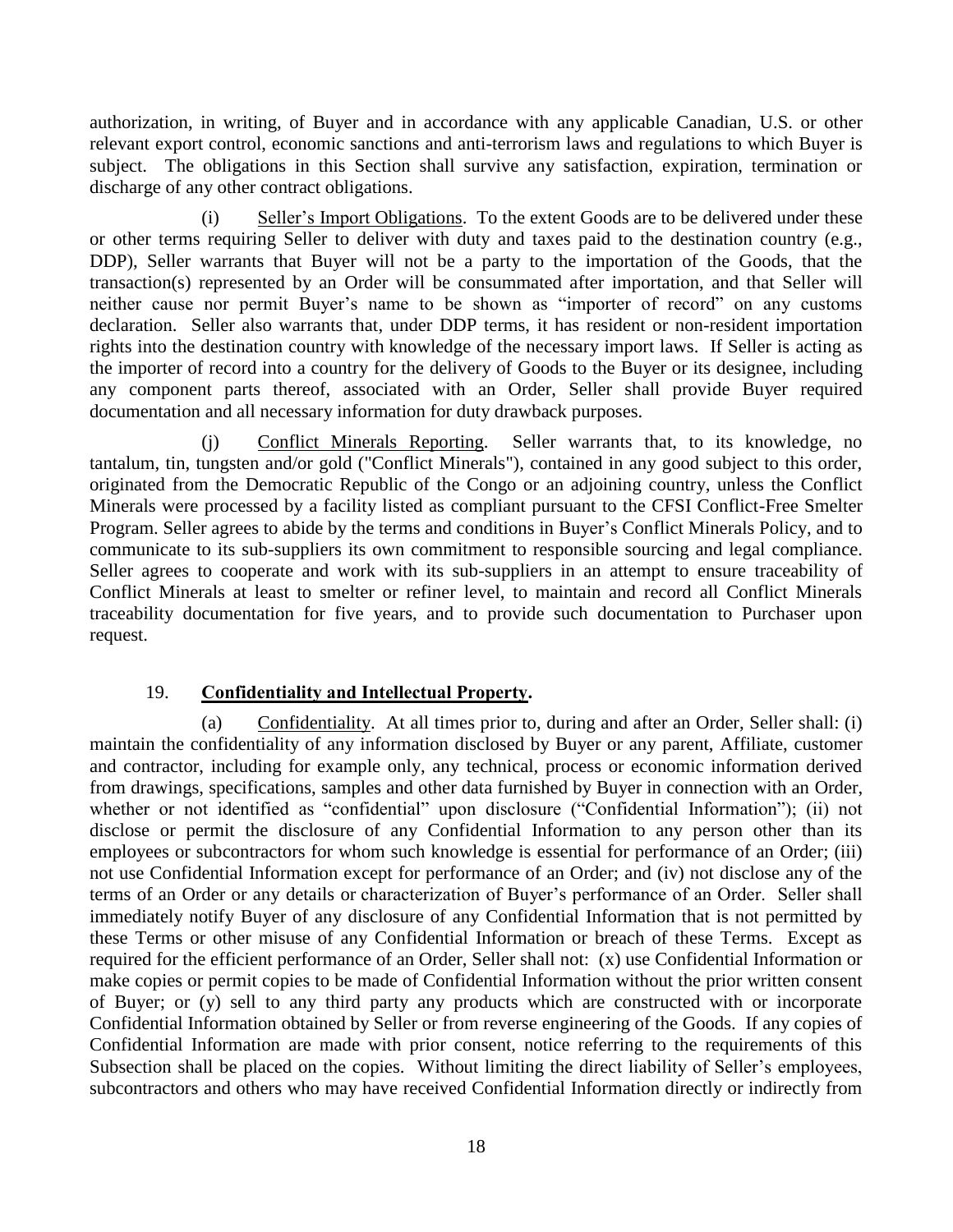authorization, in writing, of Buyer and in accordance with any applicable Canadian, U.S. or other relevant export control, economic sanctions and anti-terrorism laws and regulations to which Buyer is subject. The obligations in this Section shall survive any satisfaction, expiration, termination or discharge of any other contract obligations.

(i) Seller's Import Obligations. To the extent Goods are to be delivered under these or other terms requiring Seller to deliver with duty and taxes paid to the destination country (e.g., DDP), Seller warrants that Buyer will not be a party to the importation of the Goods, that the transaction(s) represented by an Order will be consummated after importation, and that Seller will neither cause nor permit Buyer's name to be shown as "importer of record" on any customs declaration. Seller also warrants that, under DDP terms, it has resident or non-resident importation rights into the destination country with knowledge of the necessary import laws. If Seller is acting as the importer of record into a country for the delivery of Goods to the Buyer or its designee, including any component parts thereof, associated with an Order, Seller shall provide Buyer required documentation and all necessary information for duty drawback purposes.

(j) Conflict Minerals Reporting. Seller warrants that, to its knowledge, no tantalum, tin, tungsten and/or gold ("Conflict Minerals"), contained in any good subject to this order, originated from the Democratic Republic of the Congo or an adjoining country, unless the Conflict Minerals were processed by a facility listed as compliant pursuant to the CFSI Conflict-Free Smelter Program. Seller agrees to abide by the terms and conditions in Buyer's Conflict Minerals Policy, and to communicate to its sub-suppliers its own commitment to responsible sourcing and legal compliance. Seller agrees to cooperate and work with its sub-suppliers in an attempt to ensure traceability of Conflict Minerals at least to smelter or refiner level, to maintain and record all Conflict Minerals traceability documentation for five years, and to provide such documentation to Purchaser upon request.

## 19. **Confidentiality and Intellectual Property.**

(a) Confidentiality. At all times prior to, during and after an Order, Seller shall: (i) maintain the confidentiality of any information disclosed by Buyer or any parent, Affiliate, customer and contractor, including for example only, any technical, process or economic information derived from drawings, specifications, samples and other data furnished by Buyer in connection with an Order, whether or not identified as "confidential" upon disclosure ("Confidential Information"); (ii) not disclose or permit the disclosure of any Confidential Information to any person other than its employees or subcontractors for whom such knowledge is essential for performance of an Order; (iii) not use Confidential Information except for performance of an Order; and (iv) not disclose any of the terms of an Order or any details or characterization of Buyer's performance of an Order. Seller shall immediately notify Buyer of any disclosure of any Confidential Information that is not permitted by these Terms or other misuse of any Confidential Information or breach of these Terms. Except as required for the efficient performance of an Order, Seller shall not: (x) use Confidential Information or make copies or permit copies to be made of Confidential Information without the prior written consent of Buyer; or (y) sell to any third party any products which are constructed with or incorporate Confidential Information obtained by Seller or from reverse engineering of the Goods. If any copies of Confidential Information are made with prior consent, notice referring to the requirements of this Subsection shall be placed on the copies. Without limiting the direct liability of Seller's employees, subcontractors and others who may have received Confidential Information directly or indirectly from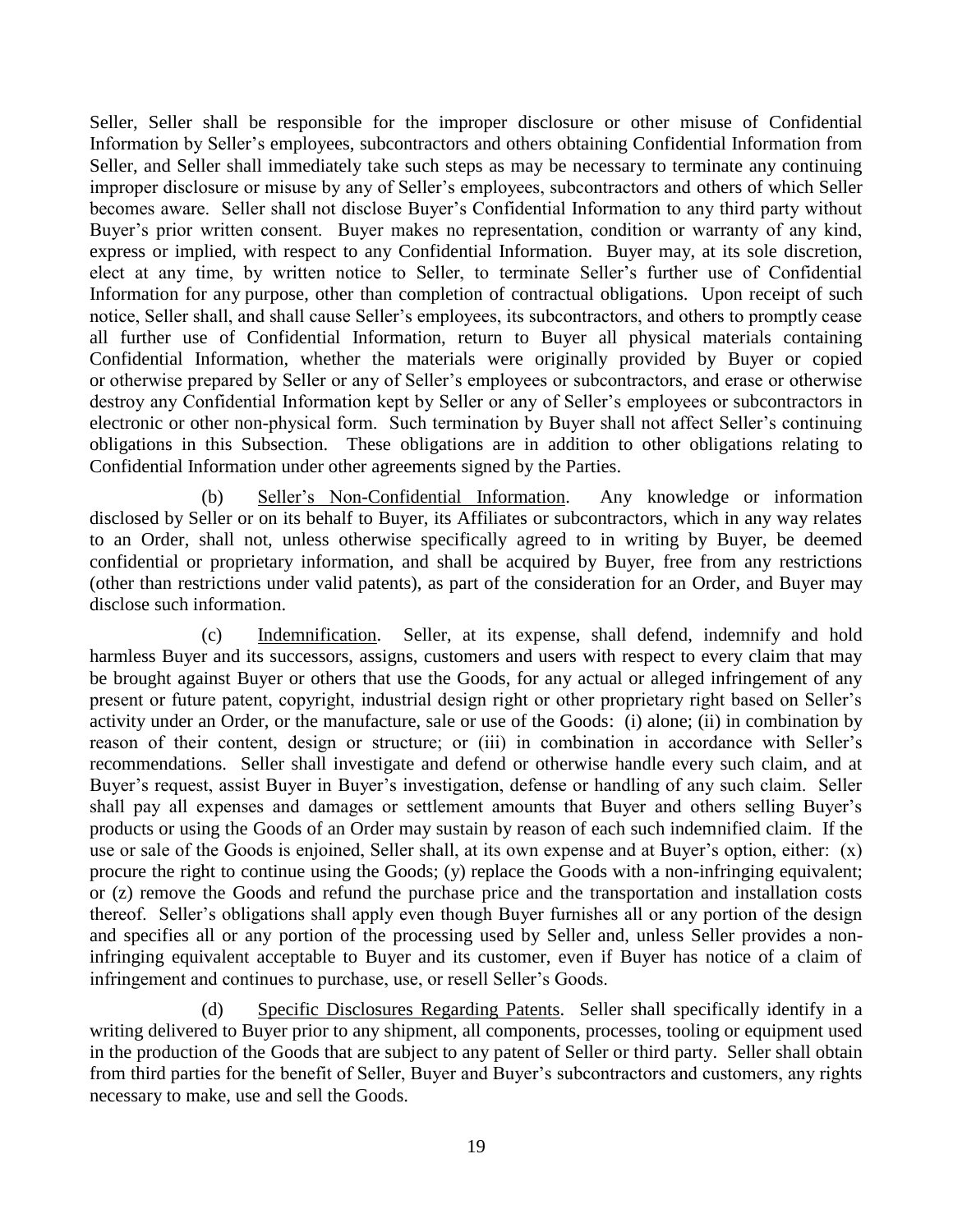Seller, Seller shall be responsible for the improper disclosure or other misuse of Confidential Information by Seller's employees, subcontractors and others obtaining Confidential Information from Seller, and Seller shall immediately take such steps as may be necessary to terminate any continuing improper disclosure or misuse by any of Seller's employees, subcontractors and others of which Seller becomes aware. Seller shall not disclose Buyer's Confidential Information to any third party without Buyer's prior written consent. Buyer makes no representation, condition or warranty of any kind, express or implied, with respect to any Confidential Information. Buyer may, at its sole discretion, elect at any time, by written notice to Seller, to terminate Seller's further use of Confidential Information for any purpose, other than completion of contractual obligations. Upon receipt of such notice, Seller shall, and shall cause Seller's employees, its subcontractors, and others to promptly cease all further use of Confidential Information, return to Buyer all physical materials containing Confidential Information, whether the materials were originally provided by Buyer or copied or otherwise prepared by Seller or any of Seller's employees or subcontractors, and erase or otherwise destroy any Confidential Information kept by Seller or any of Seller's employees or subcontractors in electronic or other non-physical form. Such termination by Buyer shall not affect Seller's continuing obligations in this Subsection. These obligations are in addition to other obligations relating to Confidential Information under other agreements signed by the Parties.

(b) Seller's Non-Confidential Information. Any knowledge or information disclosed by Seller or on its behalf to Buyer, its Affiliates or subcontractors, which in any way relates to an Order, shall not, unless otherwise specifically agreed to in writing by Buyer, be deemed confidential or proprietary information, and shall be acquired by Buyer, free from any restrictions (other than restrictions under valid patents), as part of the consideration for an Order, and Buyer may disclose such information.

(c) Indemnification. Seller, at its expense, shall defend, indemnify and hold harmless Buyer and its successors, assigns, customers and users with respect to every claim that may be brought against Buyer or others that use the Goods, for any actual or alleged infringement of any present or future patent, copyright, industrial design right or other proprietary right based on Seller's activity under an Order, or the manufacture, sale or use of the Goods: (i) alone; (ii) in combination by reason of their content, design or structure; or (iii) in combination in accordance with Seller's recommendations. Seller shall investigate and defend or otherwise handle every such claim, and at Buyer's request, assist Buyer in Buyer's investigation, defense or handling of any such claim. Seller shall pay all expenses and damages or settlement amounts that Buyer and others selling Buyer's products or using the Goods of an Order may sustain by reason of each such indemnified claim. If the use or sale of the Goods is enjoined, Seller shall, at its own expense and at Buyer's option, either: (x) procure the right to continue using the Goods; (y) replace the Goods with a non-infringing equivalent; or (z) remove the Goods and refund the purchase price and the transportation and installation costs thereof. Seller's obligations shall apply even though Buyer furnishes all or any portion of the design and specifies all or any portion of the processing used by Seller and, unless Seller provides a non-infringing equivalent acceptable to Buyer and its customer, even if Buyer has notice of a claim of infringement and continues to purchase, use, or resell Seller's Goods.

(d) Specific Disclosures Regarding Patents. Seller shall specifically identify in a writing delivered to Buyer prior to any shipment, all components, processes, tooling or equipment used in the production of the Goods that are subject to any patent of Seller or third party. Seller shall obtain from third parties for the benefit of Seller, Buyer and Buyer's subcontractors and customers, any rights necessary to make, use and sell the Goods.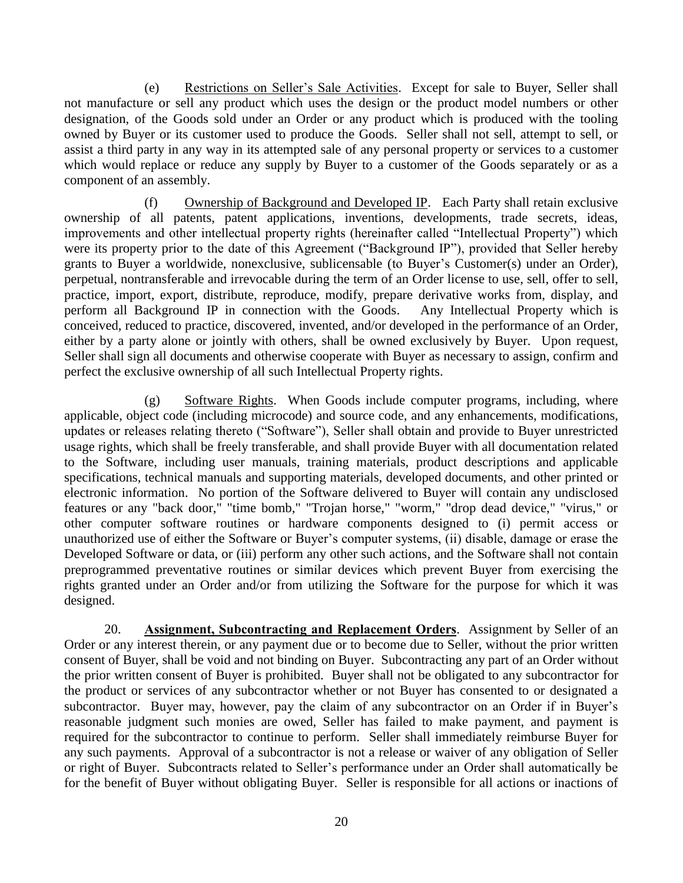(e) Restrictions on Seller's Sale Activities. Except for sale to Buyer, Seller shall not manufacture or sell any product which uses the design or the product model numbers or other designation, of the Goods sold under an Order or any product which is produced with the tooling owned by Buyer or its customer used to produce the Goods. Seller shall not sell, attempt to sell, or assist a third party in any way in its attempted sale of any personal property or services to a customer which would replace or reduce any supply by Buyer to a customer of the Goods separately or as a component of an assembly.

(f) Ownership of Background and Developed IP. Each Party shall retain exclusive ownership of all patents, patent applications, inventions, developments, trade secrets, ideas, improvements and other intellectual property rights (hereinafter called "Intellectual Property") which were its property prior to the date of this Agreement ("Background IP"), provided that Seller hereby grants to Buyer a worldwide, nonexclusive, sublicensable (to Buyer's Customer(s) under an Order), perpetual, nontransferable and irrevocable during the term of an Order license to use, sell, offer to sell, practice, import, export, distribute, reproduce, modify, prepare derivative works from, display, and perform all Background IP in connection with the Goods. Any Intellectual Property which is conceived, reduced to practice, discovered, invented, and/or developed in the performance of an Order, either by a party alone or jointly with others, shall be owned exclusively by Buyer. Upon request, Seller shall sign all documents and otherwise cooperate with Buyer as necessary to assign, confirm and perfect the exclusive ownership of all such Intellectual Property rights.

(g) Software Rights. When Goods include computer programs, including, where applicable, object code (including microcode) and source code, and any enhancements, modifications, updates or releases relating thereto ("Software"), Seller shall obtain and provide to Buyer unrestricted usage rights, which shall be freely transferable, and shall provide Buyer with all documentation related to the Software, including user manuals, training materials, product descriptions and applicable specifications, technical manuals and supporting materials, developed documents, and other printed or electronic information. No portion of the Software delivered to Buyer will contain any undisclosed features or any "back door," "time bomb," "Trojan horse," "worm," "drop dead device," "virus," or other computer software routines or hardware components designed to (i) permit access or unauthorized use of either the Software or Buyer's computer systems, (ii) disable, damage or erase the Developed Software or data, or (iii) perform any other such actions, and the Software shall not contain preprogrammed preventative routines or similar devices which prevent Buyer from exercising the rights granted under an Order and/or from utilizing the Software for the purpose for which it was designed.

20. **Assignment, Subcontracting and Replacement Orders**. Assignment by Seller of an Order or any interest therein, or any payment due or to become due to Seller, without the prior written consent of Buyer, shall be void and not binding on Buyer. Subcontracting any part of an Order without the prior written consent of Buyer is prohibited. Buyer shall not be obligated to any subcontractor for the product or services of any subcontractor whether or not Buyer has consented to or designated a subcontractor. Buyer may, however, pay the claim of any subcontractor on an Order if in Buyer's reasonable judgment such monies are owed, Seller has failed to make payment, and payment is required for the subcontractor to continue to perform. Seller shall immediately reimburse Buyer for any such payments. Approval of a subcontractor is not a release or waiver of any obligation of Seller or right of Buyer. Subcontracts related to Seller's performance under an Order shall automatically be for the benefit of Buyer without obligating Buyer. Seller is responsible for all actions or inactions of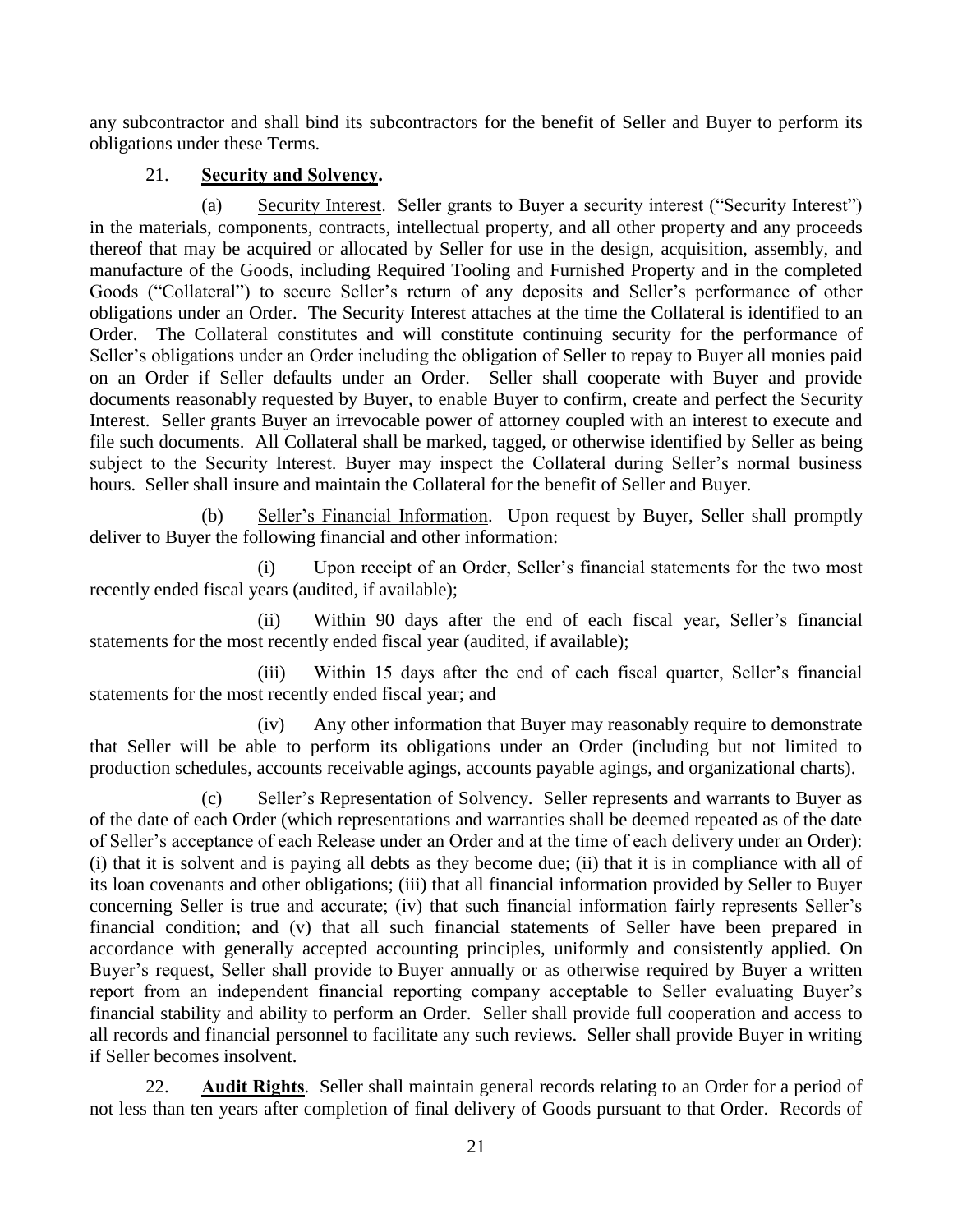any subcontractor and shall bind its subcontractors for the benefit of Seller and Buyer to perform its obligations under these Terms.

21. **Security and Solvency.**

(a) Security Interest. Seller grants to Buyer a security interest ("Security Interest") in the materials, components, contracts, intellectual property, and all other property and any proceeds thereof that may be acquired or allocated by Seller for use in the design, acquisition, assembly, and manufacture of the Goods, including Required Tooling and Furnished Property and in the completed Goods ("Collateral") to secure Seller's return of any deposits and Seller's performance of other obligations under an Order. The Security Interest attaches at the time the Collateral is identified to an Order. The Collateral constitutes and will constitute continuing security for the performance of Seller's obligations under an Order including the obligation of Seller to repay to Buyer all monies paid on an Order if Seller defaults under an Order. Seller shall cooperate with Buyer and provide documents reasonably requested by Buyer, to enable Buyer to confirm, create and perfect the Security Interest. Seller grants Buyer an irrevocable power of attorney coupled with an interest to execute and file such documents. All Collateral shall be marked, tagged, or otherwise identified by Seller as being subject to the Security Interest. Buyer may inspect the Collateral during Seller's normal business hours. Seller shall insure and maintain the Collateral for the benefit of Seller and Buyer.

(b) Seller's Financial Information. Upon request by Buyer, Seller shall promptly deliver to Buyer the following financial and other information:

(i) Upon receipt of an Order, Seller's financial statements for the two most recently ended fiscal years (audited, if available);

(ii) Within 90 days after the end of each fiscal year, Seller's financial statements for the most recently ended fiscal year (audited, if available);

(iii) Within 15 days after the end of each fiscal quarter, Seller's financial statements for the most recently ended fiscal year; and

(iv) Any other information that Buyer may reasonably require to demonstrate that Seller will be able to perform its obligations under an Order (including but not limited to production schedules, accounts receivable agings, accounts payable agings, and organizational charts).

(c) Seller's Representation of Solvency. Seller represents and warrants to Buyer as of the date of each Order (which representations and warranties shall be deemed repeated as of the date of Seller's acceptance of each Release under an Order and at the time of each delivery under an Order): (i) that it is solvent and is paying all debts as they become due; (ii) that it is in compliance with all of its loan covenants and other obligations; (iii) that all financial information provided by Seller to Buyer concerning Seller is true and accurate; (iv) that such financial information fairly represents Seller's financial condition; and (v) that all such financial statements of Seller have been prepared in accordance with generally accepted accounting principles, uniformly and consistently applied. On Buyer's request, Seller shall provide to Buyer annually or as otherwise required by Buyer a written report from an independent financial reporting company acceptable to Seller evaluating Buyer's financial stability and ability to perform an Order. Seller shall provide full cooperation and access to all records and financial personnel to facilitate any such reviews. Seller shall provide Buyer in writing if Seller becomes insolvent.

22. **Audit Rights**. Seller shall maintain general records relating to an Order for a period of not less than ten years after completion of final delivery of Goods pursuant to that Order. Records of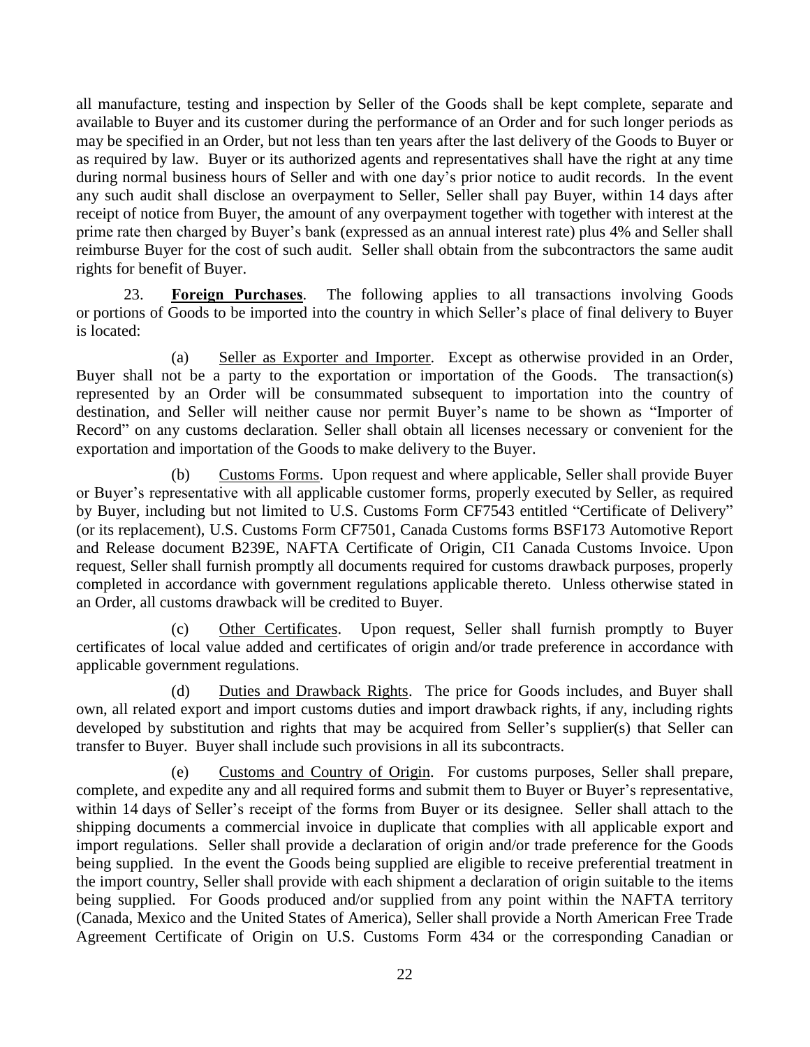all manufacture, testing and inspection by Seller of the Goods shall be kept complete, separate and available to Buyer and its customer during the performance of an Order and for such longer periods as may be specified in an Order, but not less than ten years after the last delivery of the Goods to Buyer or as required by law. Buyer or its authorized agents and representatives shall have the right at any time during normal business hours of Seller and with one day's prior notice to audit records. In the event any such audit shall disclose an overpayment to Seller, Seller shall pay Buyer, within 14 days after receipt of notice from Buyer, the amount of any overpayment together with together with interest at the prime rate then charged by Buyer's bank (expressed as an annual interest rate) plus 4% and Seller shall reimburse Buyer for the cost of such audit. Seller shall obtain from the subcontractors the same audit rights for benefit of Buyer.

23. **Foreign Purchases**. The following applies to all transactions involving Goods or portions of Goods to be imported into the country in which Seller's place of final delivery to Buyer is located:

(a) Seller as Exporter and Importer. Except as otherwise provided in an Order, Buyer shall not be a party to the exportation or importation of the Goods. The transaction(s) represented by an Order will be consummated subsequent to importation into the country of destination, and Seller will neither cause nor permit Buyer's name to be shown as "Importer of Record" on any customs declaration. Seller shall obtain all licenses necessary or convenient for the exportation and importation of the Goods to make delivery to the Buyer.

(b) Customs Forms. Upon request and where applicable, Seller shall provide Buyer or Buyer's representative with all applicable customer forms, properly executed by Seller, as required by Buyer, including but not limited to U.S. Customs Form CF7543 entitled "Certificate of Delivery" (or its replacement), U.S. Customs Form CF7501, Canada Customs forms BSF173 Automotive Report and Release document B239E, NAFTA Certificate of Origin, CI1 Canada Customs Invoice. Upon request, Seller shall furnish promptly all documents required for customs drawback purposes, properly completed in accordance with government regulations applicable thereto. Unless otherwise stated in an Order, all customs drawback will be credited to Buyer.

(c) Other Certificates. Upon request, Seller shall furnish promptly to Buyer certificates of local value added and certificates of origin and/or trade preference in accordance with applicable government regulations.

(d) Duties and Drawback Rights. The price for Goods includes, and Buyer shall own, all related export and import customs duties and import drawback rights, if any, including rights developed by substitution and rights that may be acquired from Seller's supplier(s) that Seller can transfer to Buyer. Buyer shall include such provisions in all its subcontracts.

(e) Customs and Country of Origin. For customs purposes, Seller shall prepare, complete, and expedite any and all required forms and submit them to Buyer or Buyer's representative, within 14 days of Seller's receipt of the forms from Buyer or its designee. Seller shall attach to the shipping documents a commercial invoice in duplicate that complies with all applicable export and import regulations. Seller shall provide a declaration of origin and/or trade preference for the Goods being supplied. In the event the Goods being supplied are eligible to receive preferential treatment in the import country, Seller shall provide with each shipment a declaration of origin suitable to the items being supplied. For Goods produced and/or supplied from any point within the NAFTA territory (Canada, Mexico and the United States of America), Seller shall provide a North American Free Trade Agreement Certificate of Origin on U.S. Customs Form 434 or the corresponding Canadian or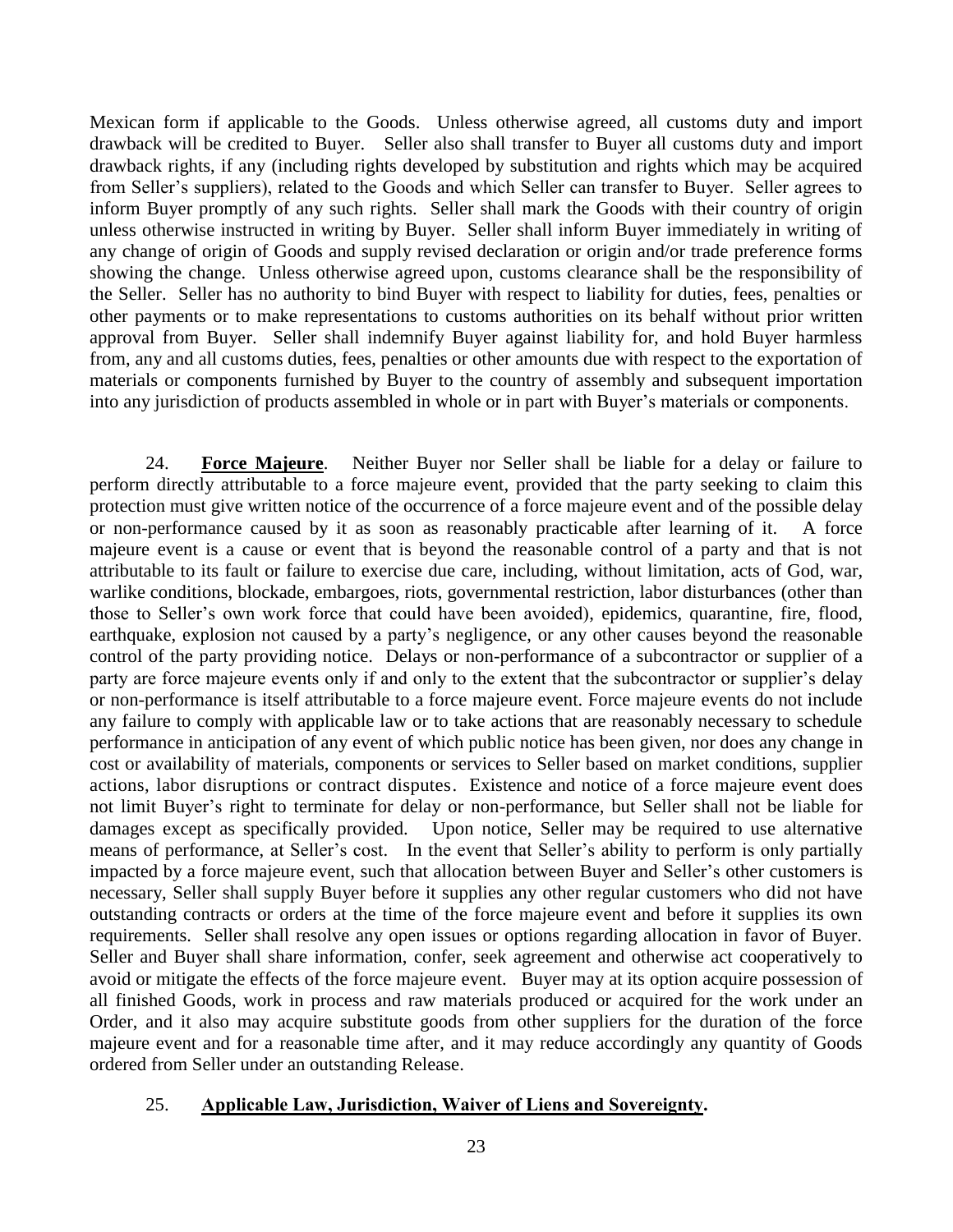Mexican form if applicable to the Goods. Unless otherwise agreed, all customs duty and import drawback will be credited to Buyer. Seller also shall transfer to Buyer all customs duty and import drawback rights, if any (including rights developed by substitution and rights which may be acquired from Seller's suppliers), related to the Goods and which Seller can transfer to Buyer. Seller agrees to inform Buyer promptly of any such rights. Seller shall mark the Goods with their country of origin unless otherwise instructed in writing by Buyer. Seller shall inform Buyer immediately in writing of any change of origin of Goods and supply revised declaration or origin and/or trade preference forms showing the change. Unless otherwise agreed upon, customs clearance shall be the responsibility of the Seller. Seller has no authority to bind Buyer with respect to liability for duties, fees, penalties or other payments or to make representations to customs authorities on its behalf without prior written approval from Buyer. Seller shall indemnify Buyer against liability for, and hold Buyer harmless from, any and all customs duties, fees, penalties or other amounts due with respect to the exportation of materials or components furnished by Buyer to the country of assembly and subsequent importation into any jurisdiction of products assembled in whole or in part with Buyer's materials or components.

24. **Force Majeure**. Neither Buyer nor Seller shall be liable for a delay or failure to perform directly attributable to a force majeure event, provided that the party seeking to claim this protection must give written notice of the occurrence of a force majeure event and of the possible delay or non-performance caused by it as soon as reasonably practicable after learning of it. A force majeure event is a cause or event that is beyond the reasonable control of a party and that is not attributable to its fault or failure to exercise due care, including, without limitation, acts of God, war, warlike conditions, blockade, embargoes, riots, governmental restriction, labor disturbances (other than those to Seller's own work force that could have been avoided), epidemics, quarantine, fire, flood, earthquake, explosion not caused by a party's negligence, or any other causes beyond the reasonable control of the party providing notice. Delays or non-performance of a subcontractor or supplier of a party are force majeure events only if and only to the extent that the subcontractor or supplier's delay or non-performance is itself attributable to a force majeure event. Force majeure events do not include any failure to comply with applicable law or to take actions that are reasonably necessary to schedule performance in anticipation of any event of which public notice has been given, nor does any change in cost or availability of materials, components or services to Seller based on market conditions, supplier actions, labor disruptions or contract disputes. Existence and notice of a force majeure event does not limit Buyer's right to terminate for delay or non-performance, but Seller shall not be liable for damages except as specifically provided. Upon notice, Seller may be required to use alternative means of performance, at Seller's cost. In the event that Seller's ability to perform is only partially impacted by a force majeure event, such that allocation between Buyer and Seller's other customers is necessary, Seller shall supply Buyer before it supplies any other regular customers who did not have outstanding contracts or orders at the time of the force majeure event and before it supplies its own requirements. Seller shall resolve any open issues or options regarding allocation in favor of Buyer. Seller and Buyer shall share information, confer, seek agreement and otherwise act cooperatively to avoid or mitigate the effects of the force majeure event. Buyer may at its option acquire possession of all finished Goods, work in process and raw materials produced or acquired for the work under an Order, and it also may acquire substitute goods from other suppliers for the duration of the force majeure event and for a reasonable time after, and it may reduce accordingly any quantity of Goods ordered from Seller under an outstanding Release.

25. **Applicable Law, Jurisdiction, Waiver of Liens and Sovereignty.**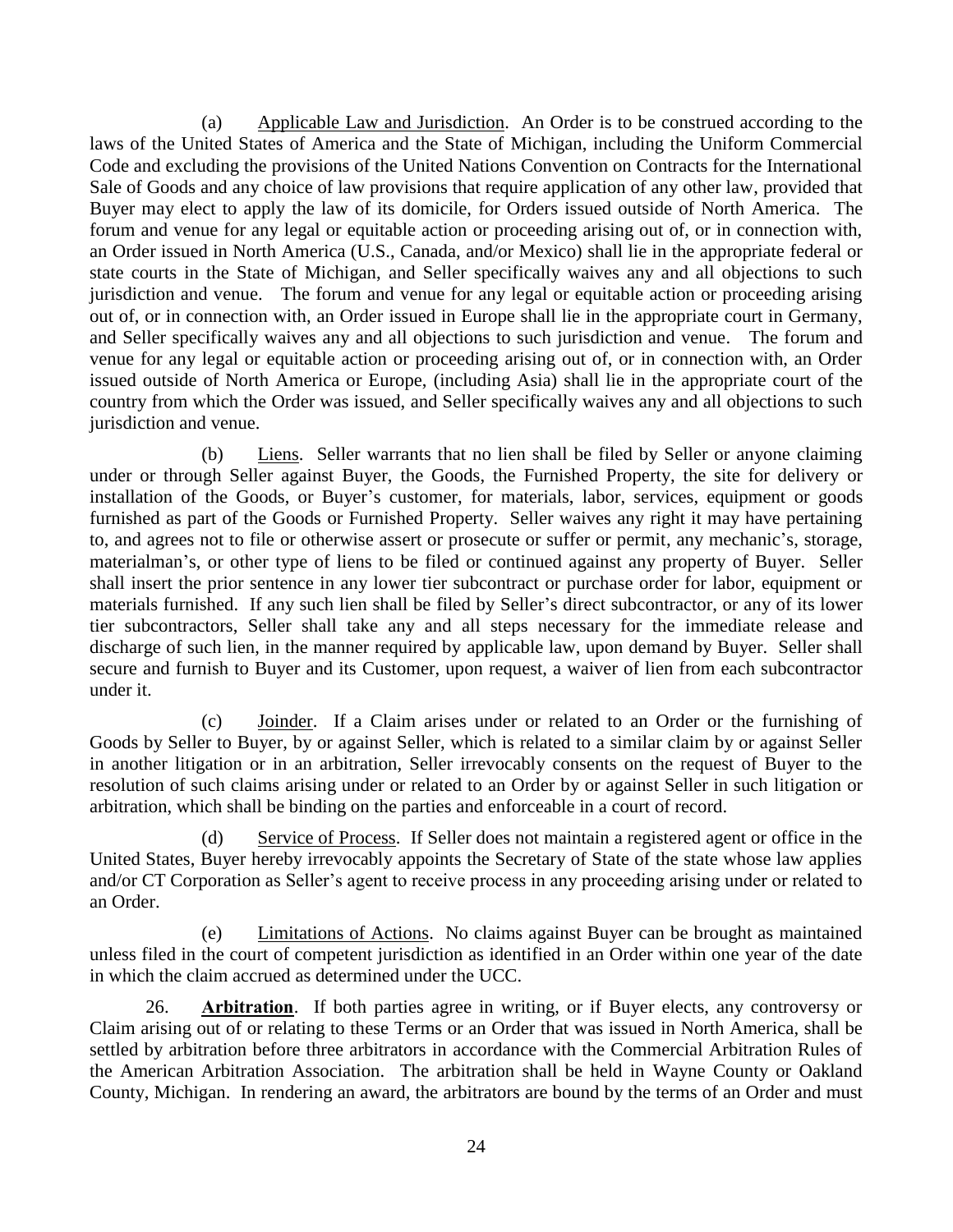(a) Applicable Law and Jurisdiction. An Order is to be construed according to the laws of the United States of America and the State of Michigan, including the Uniform Commercial Code and excluding the provisions of the United Nations Convention on Contracts for the International Sale of Goods and any choice of law provisions that require application of any other law, provided that Buyer may elect to apply the law of its domicile, for Orders issued outside of North America. The forum and venue for any legal or equitable action or proceeding arising out of, or in connection with, an Order issued in North America (U.S., Canada, and/or Mexico) shall lie in the appropriate federal or state courts in the State of Michigan, and Seller specifically waives any and all objections to such jurisdiction and venue. The forum and venue for any legal or equitable action or proceeding arising out of, or in connection with, an Order issued in Europe shall lie in the appropriate court in Germany, and Seller specifically waives any and all objections to such jurisdiction and venue. The forum and venue for any legal or equitable action or proceeding arising out of, or in connection with, an Order issued outside of North America or Europe, (including Asia) shall lie in the appropriate court of the country from which the Order was issued, and Seller specifically waives any and all objections to such jurisdiction and venue.

(b) Liens. Seller warrants that no lien shall be filed by Seller or anyone claiming under or through Seller against Buyer, the Goods, the Furnished Property, the site for delivery or installation of the Goods, or Buyer's customer, for materials, labor, services, equipment or goods furnished as part of the Goods or Furnished Property. Seller waives any right it may have pertaining to, and agrees not to file or otherwise assert or prosecute or suffer or permit, any mechanic's, storage, materialman's, or other type of liens to be filed or continued against any property of Buyer. Seller shall insert the prior sentence in any lower tier subcontract or purchase order for labor, equipment or materials furnished. If any such lien shall be filed by Seller's direct subcontractor, or any of its lower tier subcontractors, Seller shall take any and all steps necessary for the immediate release and discharge of such lien, in the manner required by applicable law, upon demand by Buyer. Seller shall secure and furnish to Buyer and its Customer, upon request, a waiver of lien from each subcontractor under it.

(c) Joinder. If a Claim arises under or related to an Order or the furnishing of Goods by Seller to Buyer, by or against Seller, which is related to a similar claim by or against Seller in another litigation or in an arbitration, Seller irrevocably consents on the request of Buyer to the resolution of such claims arising under or related to an Order by or against Seller in such litigation or arbitration, which shall be binding on the parties and enforceable in a court of record.

(d) Service of Process. If Seller does not maintain a registered agent or office in the United States, Buyer hereby irrevocably appoints the Secretary of State of the state whose law applies and/or CT Corporation as Seller's agent to receive process in any proceeding arising under or related to an Order.

(e) Limitations of Actions. No claims against Buyer can be brought as maintained unless filed in the court of competent jurisdiction as identified in an Order within one year of the date in which the claim accrued as determined under the UCC.

26. **Arbitration**. If both parties agree in writing, or if Buyer elects, any controversy or Claim arising out of or relating to these Terms or an Order that was issued in North America, shall be settled by arbitration before three arbitrators in accordance with the Commercial Arbitration Rules of the American Arbitration Association. The arbitration shall be held in Wayne County or Oakland County, Michigan. In rendering an award, the arbitrators are bound by the terms of an Order and must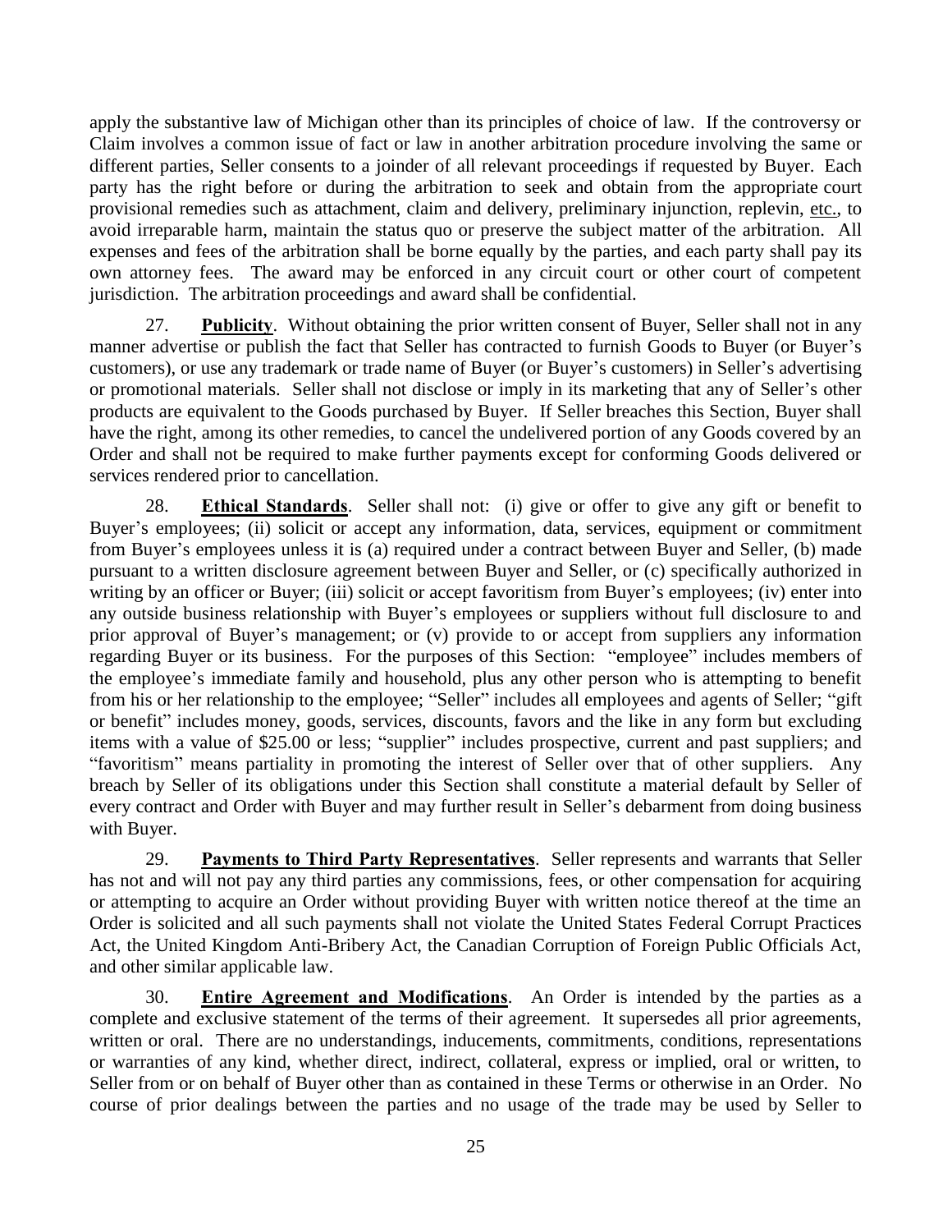apply the substantive law of Michigan other than its principles of choice of law. If the controversy or Claim involves a common issue of fact or law in another arbitration procedure involving the same or different parties, Seller consents to a joinder of all relevant proceedings if requested by Buyer. Each party has the right before or during the arbitration to seek and obtain from the appropriate court provisional remedies such as attachment, claim and delivery, preliminary injunction, replevin, etc., to avoid irreparable harm, maintain the status quo or preserve the subject matter of the arbitration. All expenses and fees of the arbitration shall be borne equally by the parties, and each party shall pay its own attorney fees. The award may be enforced in any circuit court or other court of competent jurisdiction. The arbitration proceedings and award shall be confidential.

27. **Publicity**. Without obtaining the prior written consent of Buyer, Seller shall not in any manner advertise or publish the fact that Seller has contracted to furnish Goods to Buyer (or Buyer's customers), or use any trademark or trade name of Buyer (or Buyer's customers) in Seller's advertising or promotional materials. Seller shall not disclose or imply in its marketing that any of Seller's other products are equivalent to the Goods purchased by Buyer. If Seller breaches this Section, Buyer shall have the right, among its other remedies, to cancel the undelivered portion of any Goods covered by an Order and shall not be required to make further payments except for conforming Goods delivered or services rendered prior to cancellation.

28. **Ethical Standards**. Seller shall not: (i) give or offer to give any gift or benefit to Buyer's employees; (ii) solicit or accept any information, data, services, equipment or commitment from Buyer's employees unless it is (a) required under a contract between Buyer and Seller, (b) made pursuant to a written disclosure agreement between Buyer and Seller, or (c) specifically authorized in writing by an officer or Buyer; (iii) solicit or accept favoritism from Buyer's employees; (iv) enter into any outside business relationship with Buyer's employees or suppliers without full disclosure to and prior approval of Buyer's management; or (v) provide to or accept from suppliers any information regarding Buyer or its business. For the purposes of this Section: "employee" includes members of the employee's immediate family and household, plus any other person who is attempting to benefit from his or her relationship to the employee; "Seller" includes all employees and agents of Seller; "gift or benefit" includes money, goods, services, discounts, favors and the like in any form but excluding items with a value of $25.00 or less; "supplier" includes prospective, current and past suppliers; and "favoritism" means partiality in promoting the interest of Seller over that of other suppliers. Any breach by Seller of its obligations under this Section shall constitute a material default by Seller of every contract and Order with Buyer and may further result in Seller's debarment from doing business with Buyer.

29. **Payments to Third Party Representatives**. Seller represents and warrants that Seller has not and will not pay any third parties any commissions, fees, or other compensation for acquiring or attempting to acquire an Order without providing Buyer with written notice thereof at the time an Order is solicited and all such payments shall not violate the United States Federal Corrupt Practices Act, the United Kingdom Anti-Bribery Act, the Canadian Corruption of Foreign Public Officials Act, and other similar applicable law.

30. **Entire Agreement and Modifications**. An Order is intended by the parties as a complete and exclusive statement of the terms of their agreement. It supersedes all prior agreements, written or oral. There are no understandings, inducements, commitments, conditions, representations or warranties of any kind, whether direct, indirect, collateral, express or implied, oral or written, to Seller from or on behalf of Buyer other than as contained in these Terms or otherwise in an Order. No course of prior dealings between the parties and no usage of the trade may be used by Seller to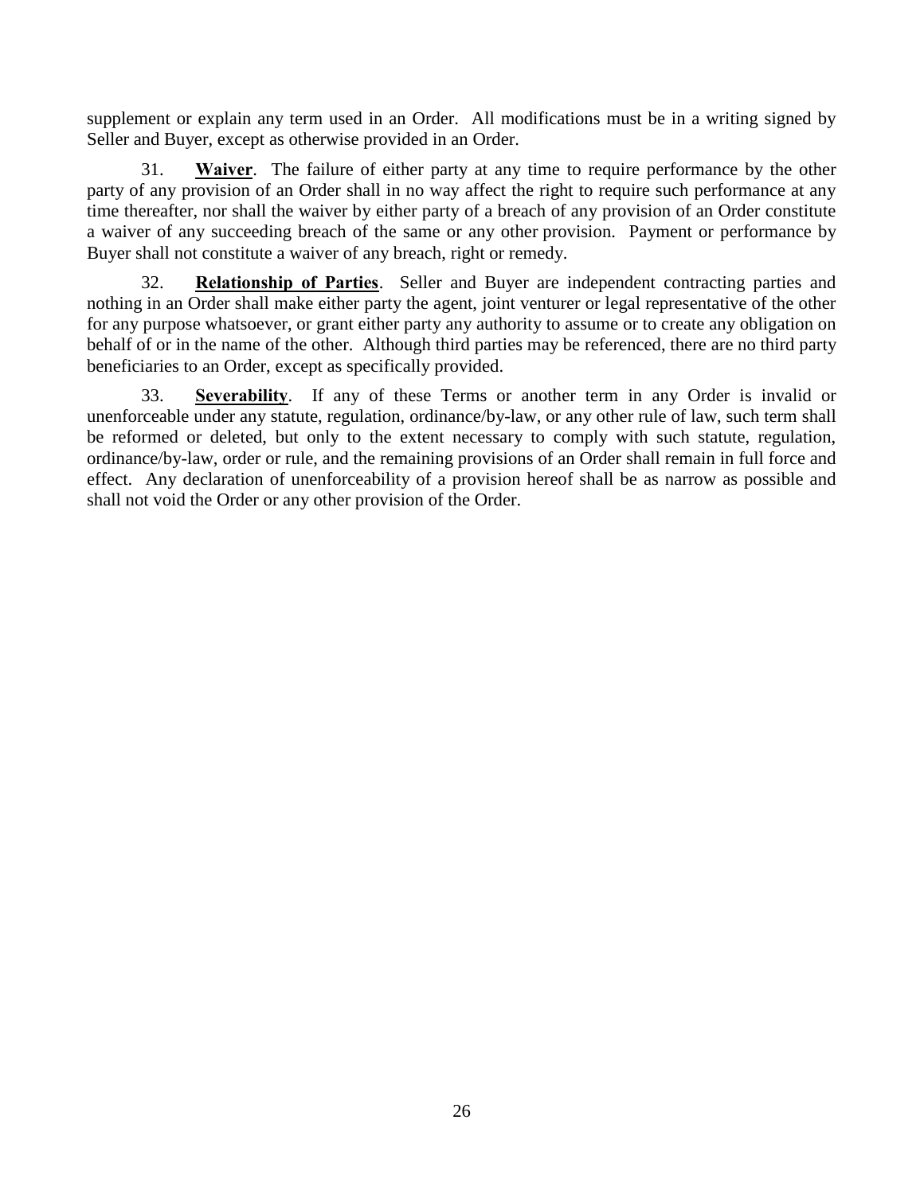supplement or explain any term used in an Order. All modifications must be in a writing signed by Seller and Buyer, except as otherwise provided in an Order.

31. **Waiver**. The failure of either party at any time to require performance by the other party of any provision of an Order shall in no way affect the right to require such performance at any time thereafter, nor shall the waiver by either party of a breach of any provision of an Order constitute a waiver of any succeeding breach of the same or any other provision. Payment or performance by Buyer shall not constitute a waiver of any breach, right or remedy.

32. **Relationship of Parties**. Seller and Buyer are independent contracting parties and nothing in an Order shall make either party the agent, joint venturer or legal representative of the other for any purpose whatsoever, or grant either party any authority to assume or to create any obligation on behalf of or in the name of the other. Although third parties may be referenced, there are no third party beneficiaries to an Order, except as specifically provided.

33. **Severability**. If any of these Terms or another term in any Order is invalid or unenforceable under any statute, regulation, ordinance/by-law, or any other rule of law, such term shall be reformed or deleted, but only to the extent necessary to comply with such statute, regulation, ordinance/by-law, order or rule, and the remaining provisions of an Order shall remain in full force and effect. Any declaration of unenforceability of a provision hereof shall be as narrow as possible and shall not void the Order or any other provision of the Order.